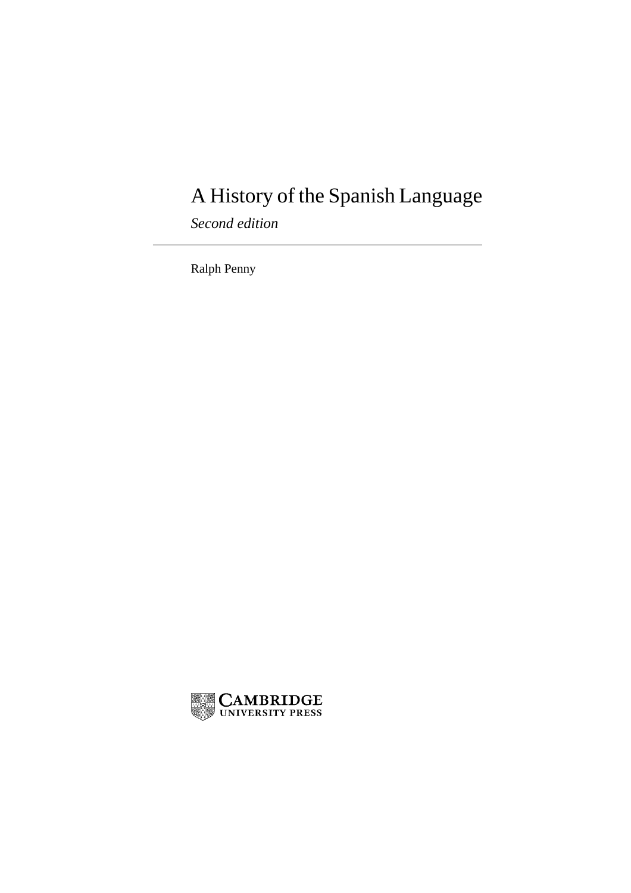# A History of the Spanish Language

*Second edition*

---

Ralph Penny

CAMBRIDGE
UNIVERSITY PRESS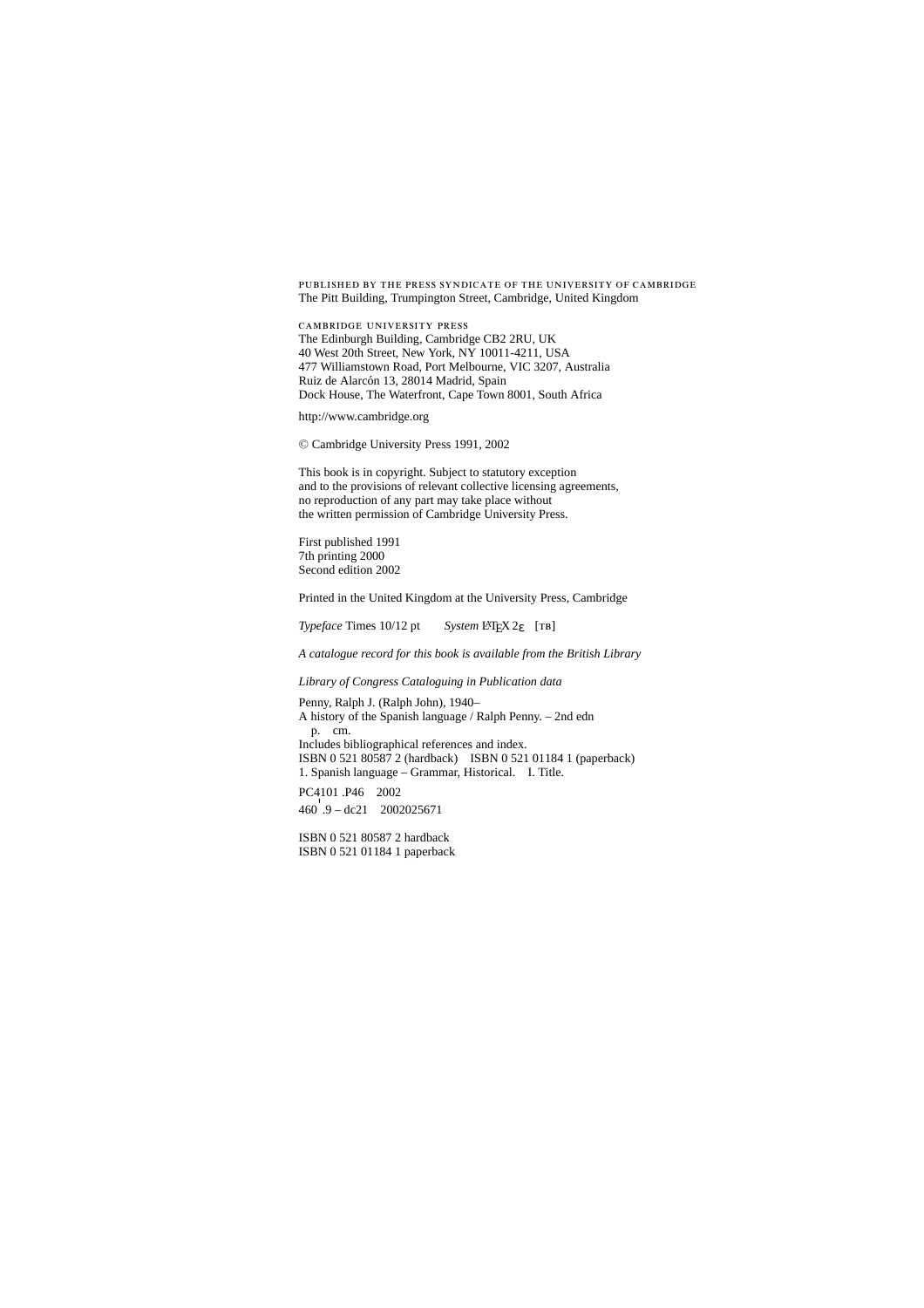PUBLISHED BY THE PRESS SYNDICATE OF THE UNIVERSITY OF CAMBRIDGE
The Pitt Building, Trumpington Street, Cambridge, United Kingdom

CAMBRIDGE UNIVERSITY PRESS
The Edinburgh Building, Cambridge CB2 2RU, UK
40 West 20th Street, New York, NY 10011-4211, USA
477 Williamstown Road, Port Melbourne, VIC 3207, Australia
Ruiz de Alarcón 13, 28014 Madrid, Spain
Dock House, The Waterfront, Cape Town 8001, South Africa

http://www.cambridge.org

© Cambridge University Press 1991, 2002

This book is in copyright. Subject to statutory exception
and to the provisions of relevant collective licensing agreements,
no reproduction of any part may take place without
the written permission of Cambridge University Press.

First published 1991
7th printing 2000
Second edition 2002

Printed in the United Kingdom at the University Press, Cambridge

*Typeface* Times 10/12 pt *System* LaTeX 2ε [TB]

*A catalogue record for this book is available from the British Library*

*Library of Congress Cataloguing in Publication data*

Penny, Ralph J. (Ralph John), 1940–
A history of the Spanish language / Ralph Penny. – 2nd edn
p. cm.
Includes bibliographical references and index.
ISBN 0 521 80587 2 (hardback) ISBN 0 521 01184 1 (paperback)
1. Spanish language – Grammar, Historical. I. Title.

PC4101 .P46 2002
460′.9 – dc21 2002025671

ISBN 0 521 80587 2 hardback
ISBN 0 521 01184 1 paperback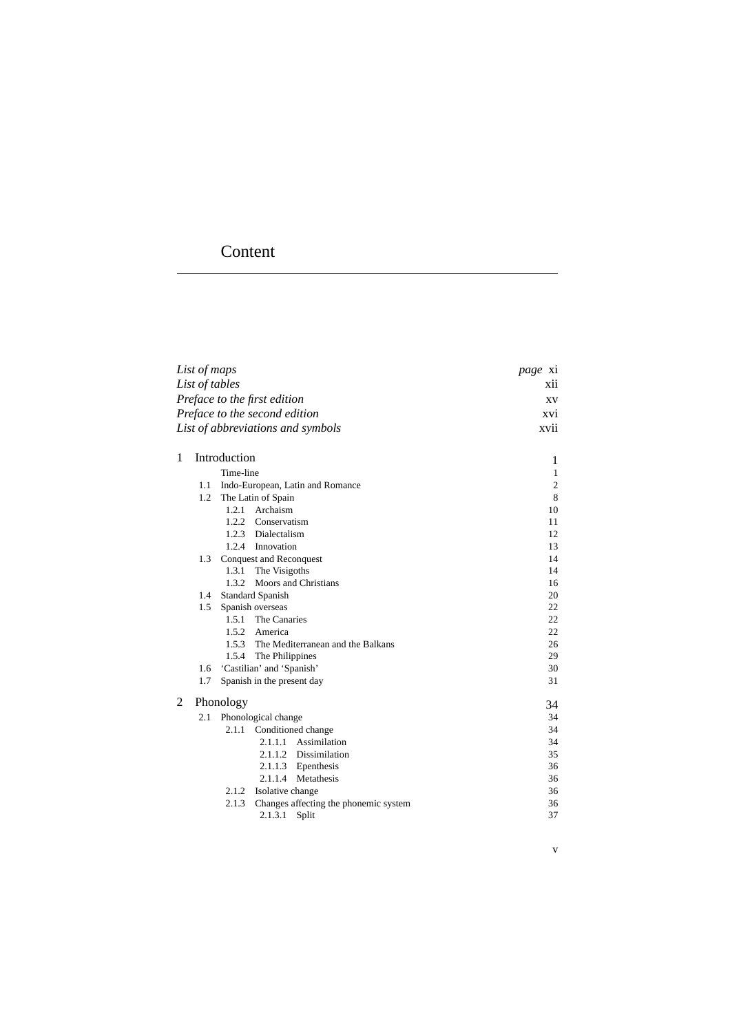# Content

| | | |
|---|---|---|
| *List of maps* | | *page* xi |
| *List of tables* | | xii |
| *Preface to the first edition* | | xv |
| *Preface to the second edition* | | xvi |
| *List of abbreviations and symbols* | | xvii |
| 1 | Introduction | 1 |
| | Time-line | 1 |
| 1.1 | Indo-European, Latin and Romance | 2 |
| 1.2 | The Latin of Spain | 8 |
| 1.2.1 | Archaism | 10 |
| 1.2.2 | Conservatism | 11 |
| 1.2.3 | Dialectalism | 12 |
| 1.2.4 | Innovation | 13 |
| 1.3 | Conquest and Reconquest | 14 |
| 1.3.1 | The Visigoths | 14 |
| 1.3.2 | Moors and Christians | 16 |
| 1.4 | Standard Spanish | 20 |
| 1.5 | Spanish overseas | 22 |
| 1.5.1 | The Canaries | 22 |
| 1.5.2 | America | 22 |
| 1.5.3 | The Mediterranean and the Balkans | 26 |
| 1.5.4 | The Philippines | 29 |
| 1.6 | 'Castilian' and 'Spanish' | 30 |
| 1.7 | Spanish in the present day | 31 |
| 2 | Phonology | 34 |
| 2.1 | Phonological change | 34 |
| 2.1.1 | Conditioned change | 34 |
| 2.1.1.1 | Assimilation | 34 |
| 2.1.1.2 | Dissimilation | 35 |
| 2.1.1.3 | Epenthesis | 36 |
| 2.1.1.4 | Metathesis | 36 |
| 2.1.2 | Isolative change | 36 |
| 2.1.3 | Changes affecting the phonemic system | 36 |
| 2.1.3.1 | Split | 37 |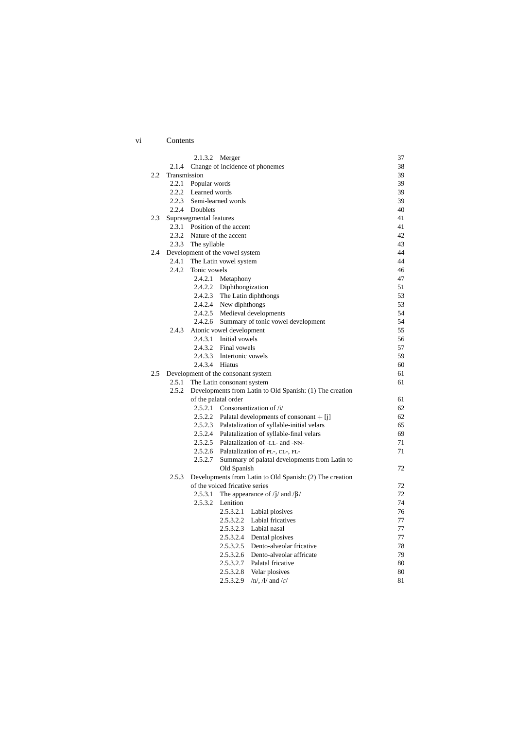| | | |
|---|---|---|
| | 2.1.3.2 Merger | 37 |
| | 2.1.4 Change of incidence of phonemes | 38 |
| 2.2 | Transmission | 39 |
| | 2.2.1 Popular words | 39 |
| | 2.2.2 Learned words | 39 |
| | 2.2.3 Semi-learned words | 39 |
| | 2.2.4 Doublets | 40 |
| 2.3 | Suprasegmental features | 41 |
| | 2.3.1 Position of the accent | 41 |
| | 2.3.2 Nature of the accent | 42 |
| | 2.3.3 The syllable | 43 |
| 2.4 | Development of the vowel system | 44 |
| | 2.4.1 The Latin vowel system | 44 |
| | 2.4.2 Tonic vowels | 46 |
| | 2.4.2.1 Metaphony | 47 |
| | 2.4.2.2 Diphthongization | 51 |
| | 2.4.2.3 The Latin diphthongs | 53 |
| | 2.4.2.4 New diphthongs | 53 |
| | 2.4.2.5 Medieval developments | 54 |
| | 2.4.2.6 Summary of tonic vowel development | 54 |
| | 2.4.3 Atonic vowel development | 55 |
| | 2.4.3.1 Initial vowels | 56 |
| | 2.4.3.2 Final vowels | 57 |
| | 2.4.3.3 Intertonic vowels | 59 |
| | 2.4.3.4 Hiatus | 60 |
| 2.5 | Development of the consonant system | 61 |
| | 2.5.1 The Latin consonant system | 61 |
| | 2.5.2 Developments from Latin to Old Spanish: (1) The creation of the palatal order | 61 |
| | 2.5.2.1 Consonantization of /i/ | 62 |
| | 2.5.2.2 Palatal developments of consonant + [j] | 62 |
| | 2.5.2.3 Palatalization of syllable-initial velars | 65 |
| | 2.5.2.4 Palatalization of syllable-final velars | 69 |
| | 2.5.2.5 Palatalization of -LL- and -NN- | 71 |
| | 2.5.2.6 Palatalization of PL-, CL-, FL- | 71 |
| | 2.5.2.7 Summary of palatal developments from Latin to Old Spanish | 72 |
| | 2.5.3 Developments from Latin to Old Spanish: (2) The creation of the voiced fricative series | 72 |
| | 2.5.3.1 The appearance of /ǰ/ and /β/ | 72 |
| | 2.5.3.2 Lenition | 74 |
| | 2.5.3.2.1 Labial plosives | 76 |
| | 2.5.3.2.2 Labial fricatives | 77 |
| | 2.5.3.2.3 Labial nasal | 77 |
| | 2.5.3.2.4 Dental plosives | 77 |
| | 2.5.3.2.5 Dento-alveolar fricative | 78 |
| | 2.5.3.2.6 Dento-alveolar affricate | 79 |
| | 2.5.3.2.7 Palatal fricative | 80 |
| | 2.5.3.2.8 Velar plosives | 80 |
| | 2.5.3.2.9 /n/, /l/ and /r/ | 81 |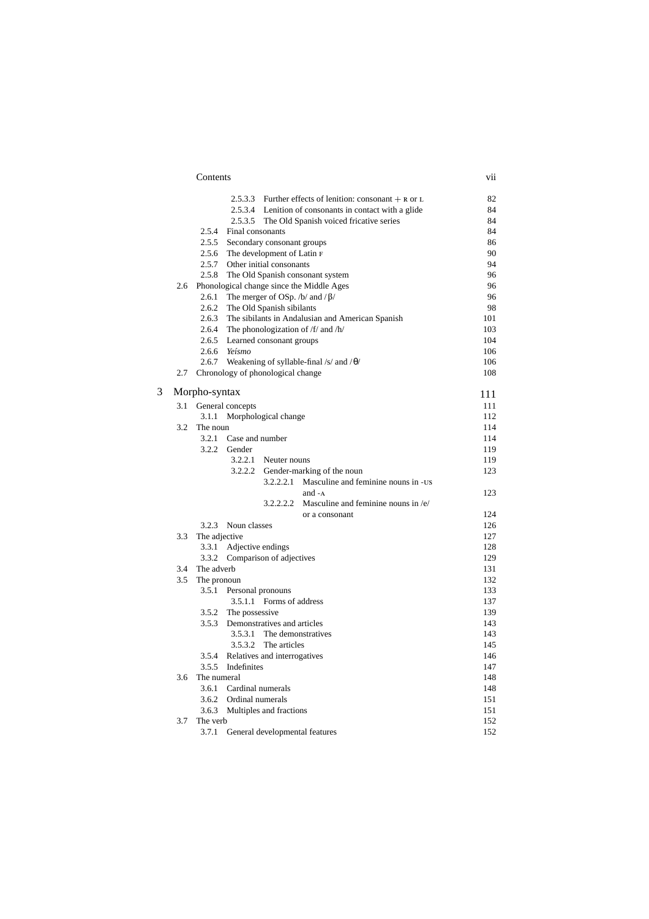2.5.3.3 Further effects of lenition: consonant + R or L 82
2.5.3.4 Lenition of consonants in contact with a glide 84
2.5.3.5 The Old Spanish voiced fricative series 84
2.5.4 Final consonants 84
2.5.5 Secondary consonant groups 86
2.5.6 The development of Latin F 90
2.5.7 Other initial consonants 94
2.5.8 The Old Spanish consonant system 96
2.6 Phonological change since the Middle Ages 96
2.6.1 The merger of OSp. /b/ and /β/ 96
2.6.2 The Old Spanish sibilants 98
2.6.3 The sibilants in Andalusian and American Spanish 101
2.6.4 The phonologization of /f/ and /h/ 103
2.6.5 Learned consonant groups 104
2.6.6 *Yeísmo* 106
2.6.7 Weakening of syllable-final /s/ and /θ/ 106
2.7 Chronology of phonological change 108

3 Morpho-syntax 111
3.1 General concepts 111
3.1.1 Morphological change 112
3.2 The noun 114
3.2.1 Case and number 114
3.2.2 Gender 119
3.2.2.1 Neuter nouns 119
3.2.2.2 Gender-marking of the noun 123
3.2.2.2.1 Masculine and feminine nouns in -US and -A 123
3.2.2.2.2 Masculine and feminine nouns in /e/ or a consonant 124
3.2.3 Noun classes 126
3.3 The adjective 127
3.3.1 Adjective endings 128
3.3.2 Comparison of adjectives 129
3.4 The adverb 131
3.5 The pronoun 132
3.5.1 Personal pronouns 133
3.5.1.1 Forms of address 137
3.5.2 The possessive 139
3.5.3 Demonstratives and articles 143
3.5.3.1 The demonstratives 143
3.5.3.2 The articles 145
3.5.4 Relatives and interrogatives 146
3.5.5 Indefinites 147
3.6 The numeral 148
3.6.1 Cardinal numerals 148
3.6.2 Ordinal numerals 151
3.6.3 Multiples and fractions 151
3.7 The verb 152
3.7.1 General developmental features 152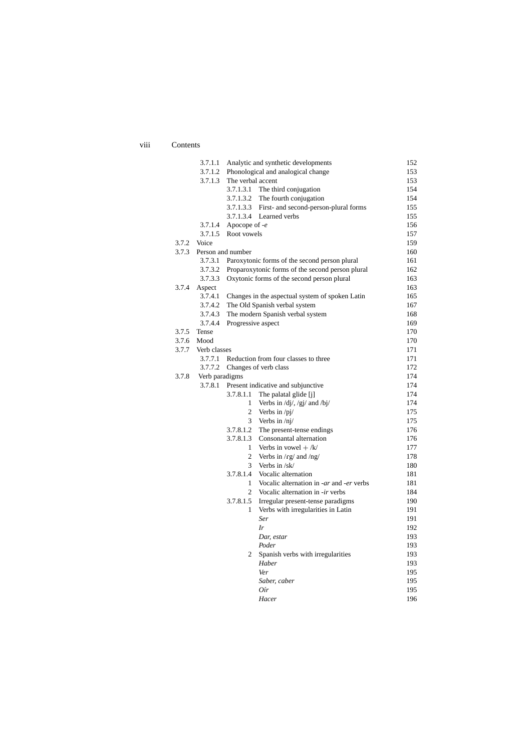3.7.1.1 Analytic and synthetic developments 152
3.7.1.2 Phonological and analogical change 153
3.7.1.3 The verbal accent 153
3.7.1.3.1 The third conjugation 154
3.7.1.3.2 The fourth conjugation 154
3.7.1.3.3 First- and second-person-plural forms 155
3.7.1.3.4 Learned verbs 155
3.7.1.4 Apocope of *-e* 156
3.7.1.5 Root vowels 157
3.7.2 Voice 159
3.7.3 Person and number 160
3.7.3.1 Paroxytonic forms of the second person plural 161
3.7.3.2 Proparoxytonic forms of the second person plural 162
3.7.3.3 Oxytonic forms of the second person plural 163
3.7.4 Aspect 163
3.7.4.1 Changes in the aspectual system of spoken Latin 165
3.7.4.2 The Old Spanish verbal system 167
3.7.4.3 The modern Spanish verbal system 168
3.7.4.4 Progressive aspect 169
3.7.5 Tense 170
3.7.6 Mood 170
3.7.7 Verb classes 171
3.7.7.1 Reduction from four classes to three 171
3.7.7.2 Changes of verb class 172
3.7.8 Verb paradigms 174
3.7.8.1 Present indicative and subjunctive 174
3.7.8.1.1 The palatal glide [j] 174
1 Verbs in /dj/, /gj/ and /bj/ 174
2 Verbs in /pj/ 175
3 Verbs in /nj/ 175
3.7.8.1.2 The present-tense endings 176
3.7.8.1.3 Consonantal alternation 176
1 Verbs in vowel + /k/ 177
2 Verbs in /rg/ and /ng/ 178
3 Verbs in /sk/ 180
3.7.8.1.4 Vocalic alternation 181
1 Vocalic alternation in *-ar* and *-er* verbs 181
2 Vocalic alternation in *-ir* verbs 184
3.7.8.1.5 Irregular present-tense paradigms 190
1 Verbs with irregularities in Latin 191
*Ser* 191
*Ir* 192
*Dar, estar* 193
*Poder* 193
2 Spanish verbs with irregularities 193
*Haber* 193
*Ver* 195
*Saber, caber* 195
*Oír* 195
*Hacer* 196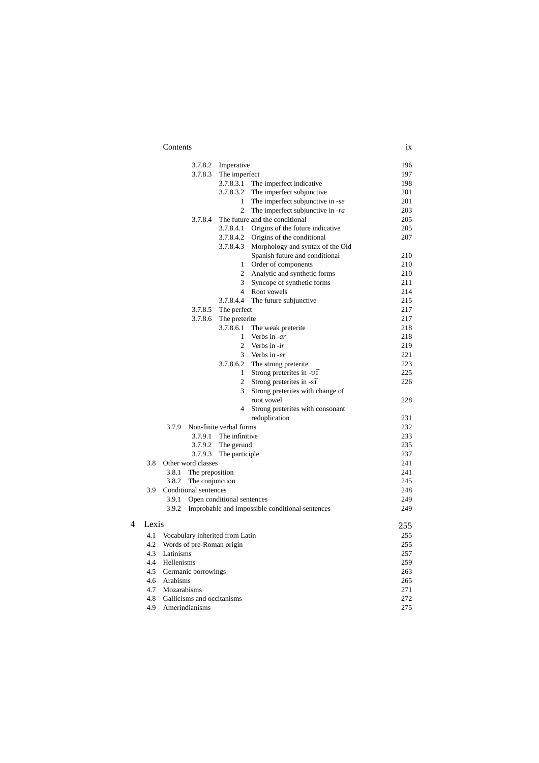3.7.8.2 Imperative 196
3.7.8.3 The imperfect 197
3.7.8.3.1 The imperfect indicative 198
3.7.8.3.2 The imperfect subjunctive 201
1 The imperfect subjunctive in *-se* 201
2 The imperfect subjunctive in *-ra* 203
3.7.8.4 The future and the conditional 205
3.7.8.4.1 Origins of the future indicative 205
3.7.8.4.2 Origins of the conditional 207
3.7.8.4.3 Morphology and syntax of the Old Spanish future and conditional 210
1 Order of components 210
2 Analytic and synthetic forms 210
3 Syncope of synthetic forms 211
4 Root vowels 214
3.7.8.4.4 The future subjunctive 215
3.7.8.5 The perfect 217
3.7.8.6 The preterite 217
3.7.8.6.1 The weak preterite 218
1 Verbs in *-ar* 218
2 Verbs in *-ir* 219
3 Verbs in *-er* 221
3.7.8.6.2 The strong preterite 223
1 Strong preterites in -UĪ 225
2 Strong preterites in -SĪ 226
3 Strong preterites with change of root vowel 228
4 Strong preterites with consonant reduplication 231
3.7.9 Non-finite verbal forms 232
3.7.9.1 The infinitive 233
3.7.9.2 The gerund 235
3.7.9.3 The participle 237
3.8 Other word classes 241
3.8.1 The preposition 241
3.8.2 The conjunction 245
3.9 Conditional sentences 248
3.9.1 Open conditional sentences 249
3.9.2 Improbable and impossible conditional sentences 249

4 Lexis 255
4.1 Vocabulary inherited from Latin 255
4.2 Words of pre-Roman origin 255
4.3 Latinisms 257
4.4 Hellenisms 259
4.5 Germanic borrowings 263
4.6 Arabisms 265
4.7 Mozarabisms 271
4.8 Gallicisms and occitanisms 272
4.9 Amerindianisms 275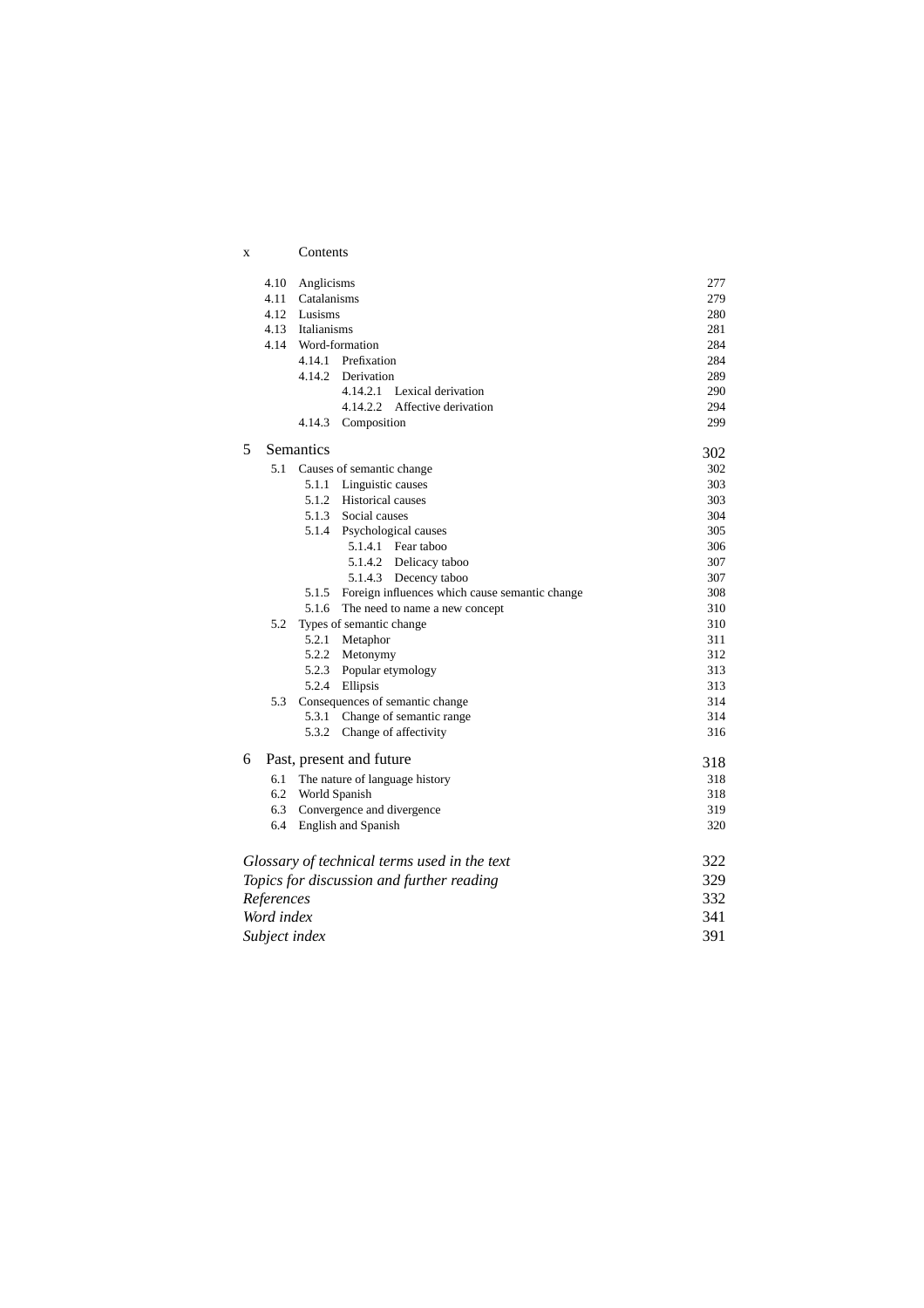4.10 Anglicisms 277
4.11 Catalanisms 279
4.12 Lusisms 280
4.13 Italianisms 281
4.14 Word-formation 284
  4.14.1 Prefixation 284
  4.14.2 Derivation 289
    4.14.2.1 Lexical derivation 290
    4.14.2.2 Affective derivation 294
  4.14.3 Composition 299

5 Semantics 302
5.1 Causes of semantic change 302
  5.1.1 Linguistic causes 303
  5.1.2 Historical causes 303
  5.1.3 Social causes 304
  5.1.4 Psychological causes 305
    5.1.4.1 Fear taboo 306
    5.1.4.2 Delicacy taboo 307
    5.1.4.3 Decency taboo 307
  5.1.5 Foreign influences which cause semantic change 308
  5.1.6 The need to name a new concept 310
5.2 Types of semantic change 310
  5.2.1 Metaphor 311
  5.2.2 Metonymy 312
  5.2.3 Popular etymology 313
  5.2.4 Ellipsis 313
5.3 Consequences of semantic change 314
  5.3.1 Change of semantic range 314
  5.3.2 Change of affectivity 316

6 Past, present and future 318
6.1 The nature of language history 318
6.2 World Spanish 318
6.3 Convergence and divergence 319
6.4 English and Spanish 320

*Glossary of technical terms used in the text* 322
*Topics for discussion and further reading* 329
*References* 332
*Word index* 341
*Subject index* 391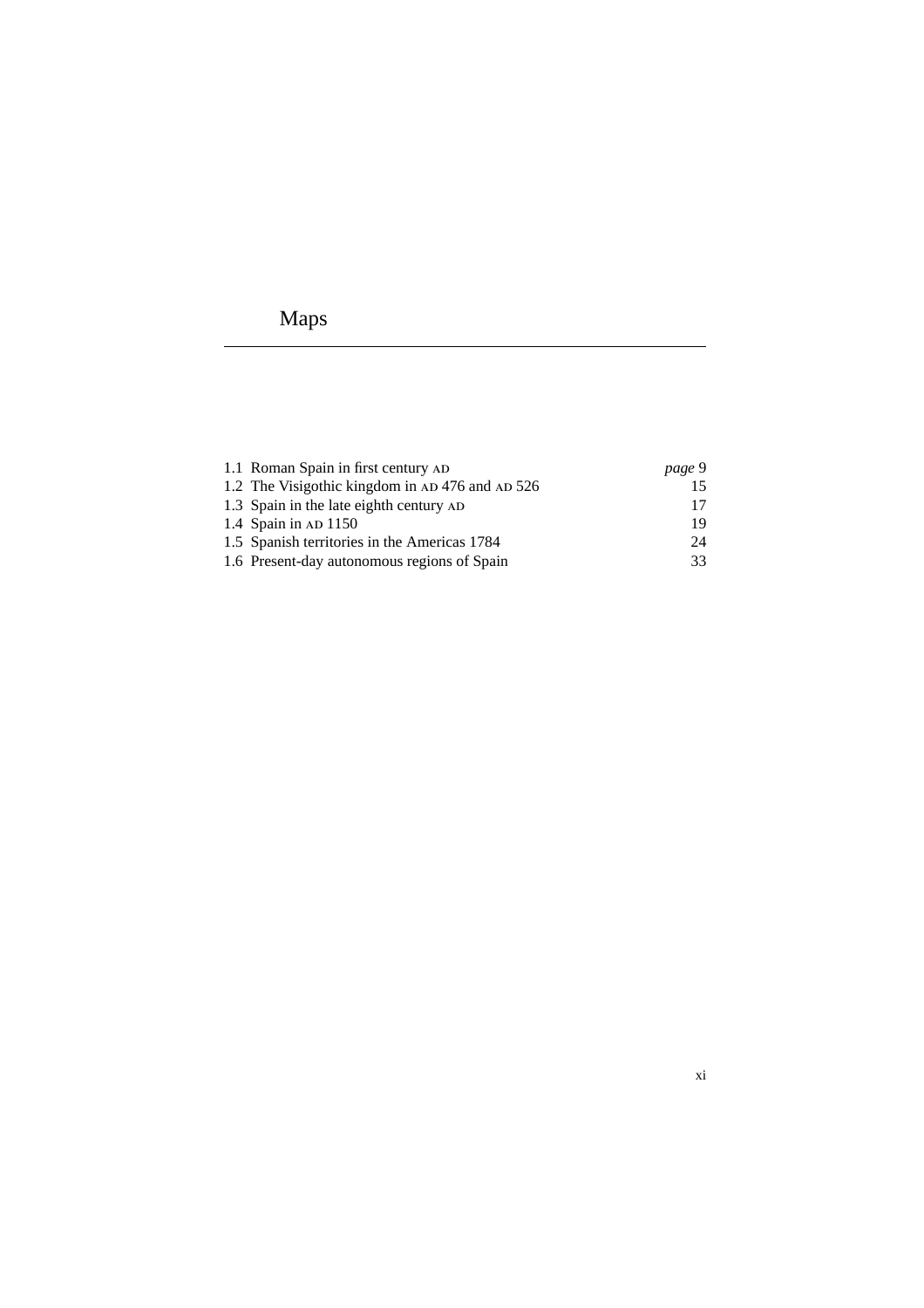# Maps

1.1 Roman Spain in first century AD — *page* 9
1.2 The Visigothic kingdom in AD 476 and AD 526 — 15
1.3 Spain in the late eighth century AD — 17
1.4 Spain in AD 1150 — 19
1.5 Spanish territories in the Americas 1784 — 24
1.6 Present-day autonomous regions of Spain — 33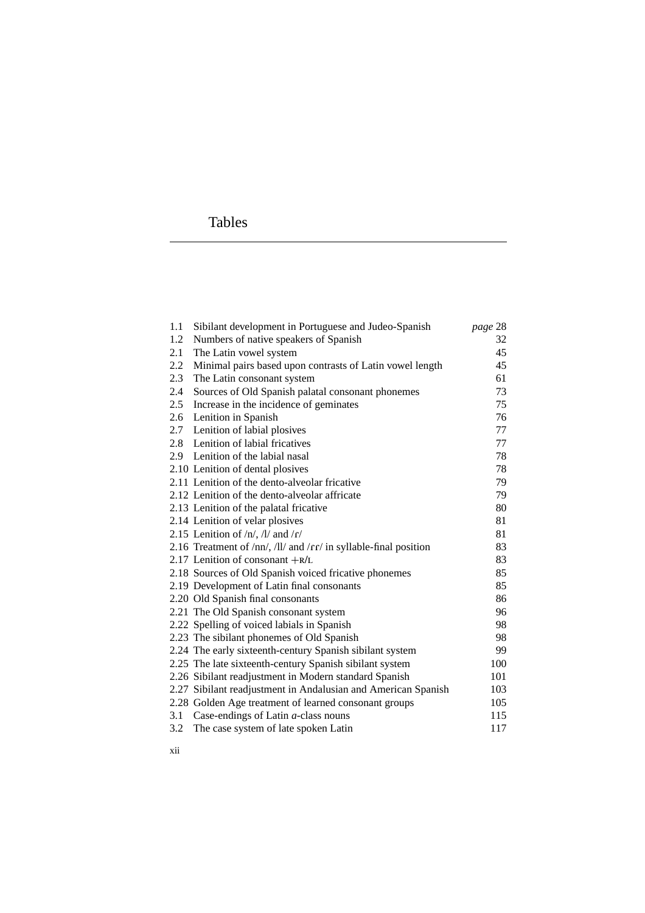# Tables

| | | |
|---|---|---|
| 1.1 | Sibilant development in Portuguese and Judeo-Spanish | *page* 28 |
| 1.2 | Numbers of native speakers of Spanish | 32 |
| 2.1 | The Latin vowel system | 45 |
| 2.2 | Minimal pairs based upon contrasts of Latin vowel length | 45 |
| 2.3 | The Latin consonant system | 61 |
| 2.4 | Sources of Old Spanish palatal consonant phonemes | 73 |
| 2.5 | Increase in the incidence of geminates | 75 |
| 2.6 | Lenition in Spanish | 76 |
| 2.7 | Lenition of labial plosives | 77 |
| 2.8 | Lenition of labial fricatives | 77 |
| 2.9 | Lenition of the labial nasal | 78 |
| 2.10 | Lenition of dental plosives | 78 |
| 2.11 | Lenition of the dento-alveolar fricative | 79 |
| 2.12 | Lenition of the dento-alveolar affricate | 79 |
| 2.13 | Lenition of the palatal fricative | 80 |
| 2.14 | Lenition of velar plosives | 81 |
| 2.15 | Lenition of /n/, /l/ and /ɾ/ | 81 |
| 2.16 | Treatment of /nn/, /ll/ and /ɾɾ/ in syllable-final position | 83 |
| 2.17 | Lenition of consonant +R/L | 83 |
| 2.18 | Sources of Old Spanish voiced fricative phonemes | 85 |
| 2.19 | Development of Latin final consonants | 85 |
| 2.20 | Old Spanish final consonants | 86 |
| 2.21 | The Old Spanish consonant system | 96 |
| 2.22 | Spelling of voiced labials in Spanish | 98 |
| 2.23 | The sibilant phonemes of Old Spanish | 98 |
| 2.24 | The early sixteenth-century Spanish sibilant system | 99 |
| 2.25 | The late sixteenth-century Spanish sibilant system | 100 |
| 2.26 | Sibilant readjustment in Modern standard Spanish | 101 |
| 2.27 | Sibilant readjustment in Andalusian and American Spanish | 103 |
| 2.28 | Golden Age treatment of learned consonant groups | 105 |
| 3.1 | Case-endings of Latin *a*-class nouns | 115 |
| 3.2 | The case system of late spoken Latin | 117 |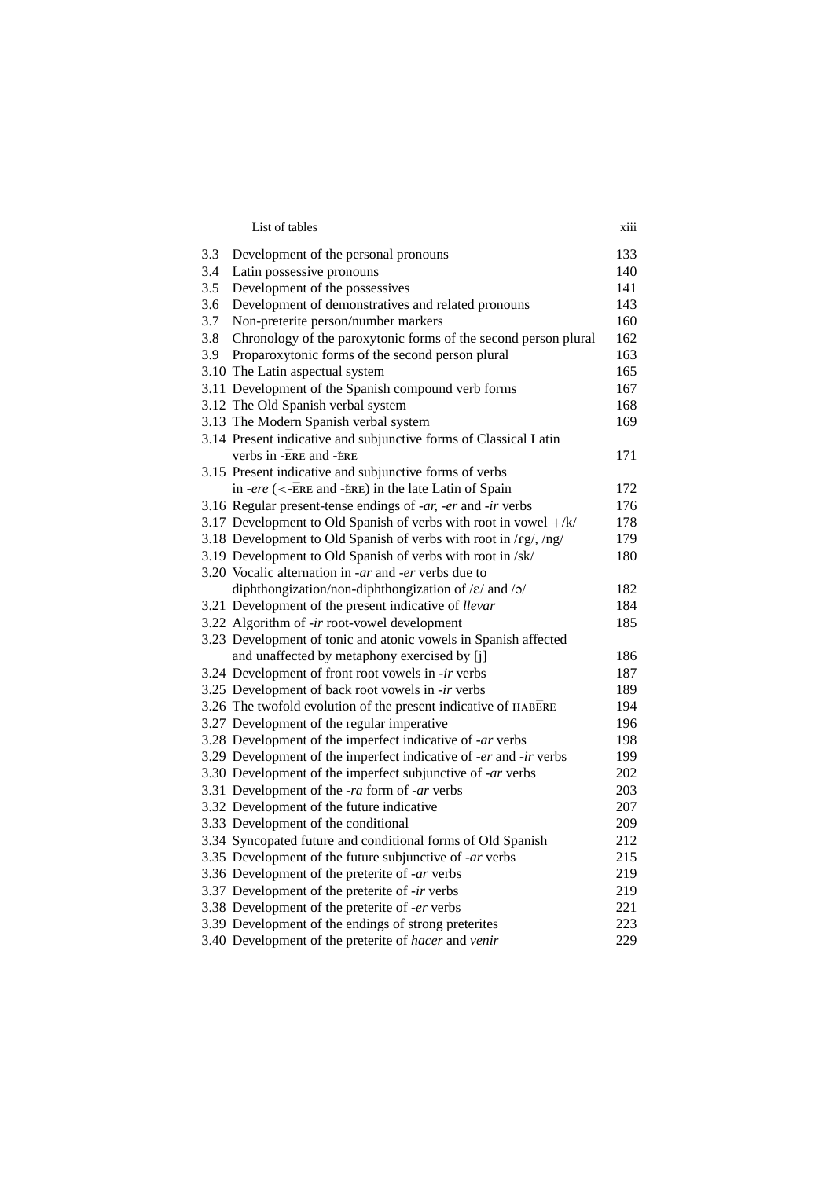| | | |
|---|---|---|
| 3.3 | Development of the personal pronouns | 133 |
| 3.4 | Latin possessive pronouns | 140 |
| 3.5 | Development of the possessives | 141 |
| 3.6 | Development of demonstratives and related pronouns | 143 |
| 3.7 | Non-preterite person/number markers | 160 |
| 3.8 | Chronology of the paroxytonic forms of the second person plural | 162 |
| 3.9 | Proparoxytonic forms of the second person plural | 163 |
| 3.10 | The Latin aspectual system | 165 |
| 3.11 | Development of the Spanish compound verb forms | 167 |
| 3.12 | The Old Spanish verbal system | 168 |
| 3.13 | The Modern Spanish verbal system | 169 |
| 3.14 | Present indicative and subjunctive forms of Classical Latin verbs in -ĒRE and -ĔRE | 171 |
| 3.15 | Present indicative and subjunctive forms of verbs in *-ere* (<-ĒRE and -ĔRE) in the late Latin of Spain | 172 |
| 3.16 | Regular present-tense endings of *-ar, -er* and *-ir* verbs | 176 |
| 3.17 | Development to Old Spanish of verbs with root in vowel +/k/ | 178 |
| 3.18 | Development to Old Spanish of verbs with root in /ɾg/, /ng/ | 179 |
| 3.19 | Development to Old Spanish of verbs with root in /sk/ | 180 |
| 3.20 | Vocalic alternation in *-ar* and *-er* verbs due to diphthongization/non-diphthongization of /ɛ/ and /ɔ/ | 182 |
| 3.21 | Development of the present indicative of *llevar* | 184 |
| 3.22 | Algorithm of *-ir* root-vowel development | 185 |
| 3.23 | Development of tonic and atonic vowels in Spanish affected and unaffected by metaphony exercised by [j] | 186 |
| 3.24 | Development of front root vowels in *-ir* verbs | 187 |
| 3.25 | Development of back root vowels in *-ir* verbs | 189 |
| 3.26 | The twofold evolution of the present indicative of HABĒRE | 194 |
| 3.27 | Development of the regular imperative | 196 |
| 3.28 | Development of the imperfect indicative of *-ar* verbs | 198 |
| 3.29 | Development of the imperfect indicative of *-er* and *-ir* verbs | 199 |
| 3.30 | Development of the imperfect subjunctive of *-ar* verbs | 202 |
| 3.31 | Development of the *-ra* form of *-ar* verbs | 203 |
| 3.32 | Development of the future indicative | 207 |
| 3.33 | Development of the conditional | 209 |
| 3.34 | Syncopated future and conditional forms of Old Spanish | 212 |
| 3.35 | Development of the future subjunctive of *-ar* verbs | 215 |
| 3.36 | Development of the preterite of *-ar* verbs | 219 |
| 3.37 | Development of the preterite of *-ir* verbs | 219 |
| 3.38 | Development of the preterite of *-er* verbs | 221 |
| 3.39 | Development of the endings of strong preterites | 223 |
| 3.40 | Development of the preterite of *hacer* and *venir* | 229 |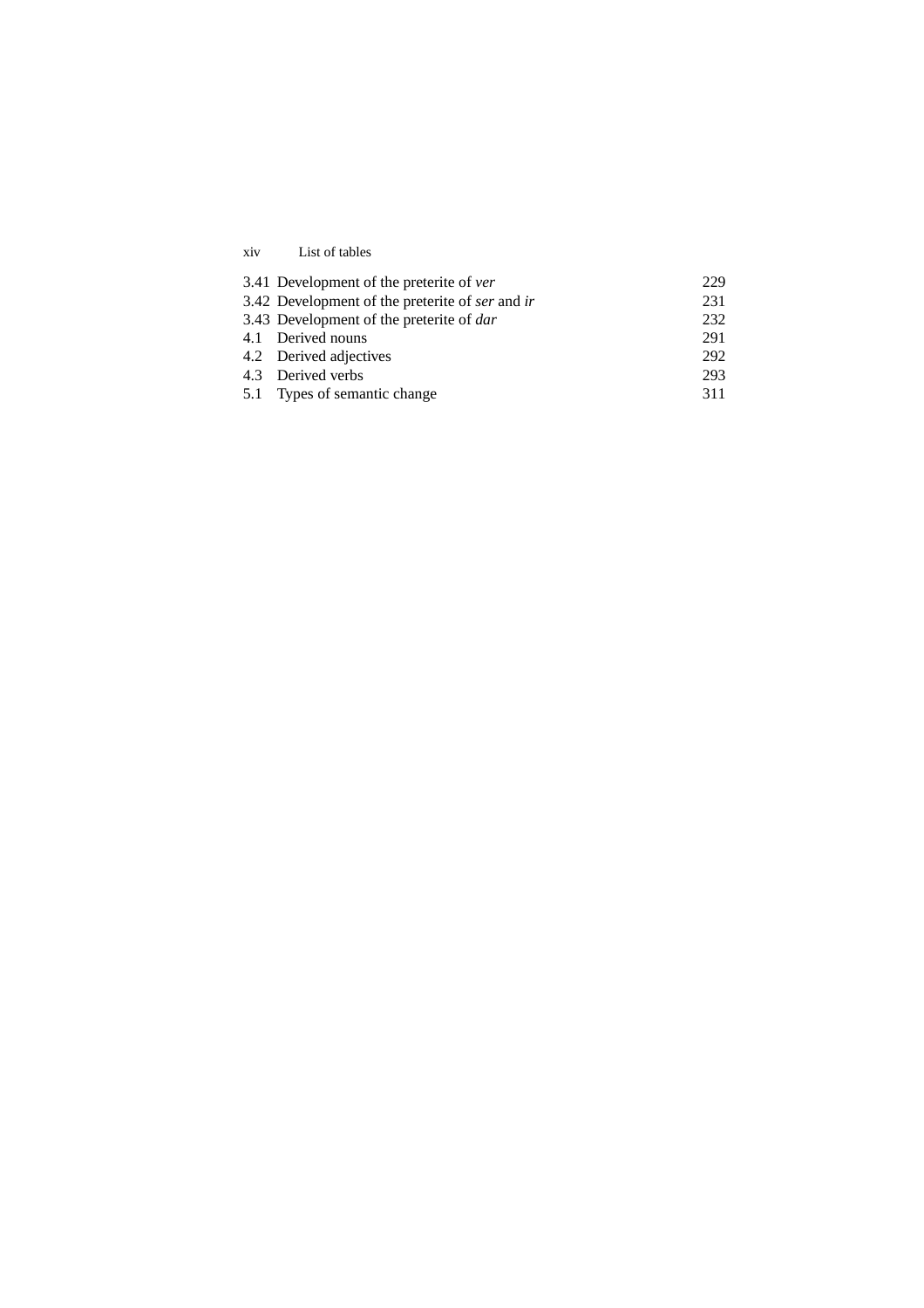| | | |
|---|---|---|
| 3.41 | Development of the preterite of *ver* | 229 |
| 3.42 | Development of the preterite of *ser* and *ir* | 231 |
| 3.43 | Development of the preterite of *dar* | 232 |
| 4.1 | Derived nouns | 291 |
| 4.2 | Derived adjectives | 292 |
| 4.3 | Derived verbs | 293 |
| 5.1 | Types of semantic change | 311 |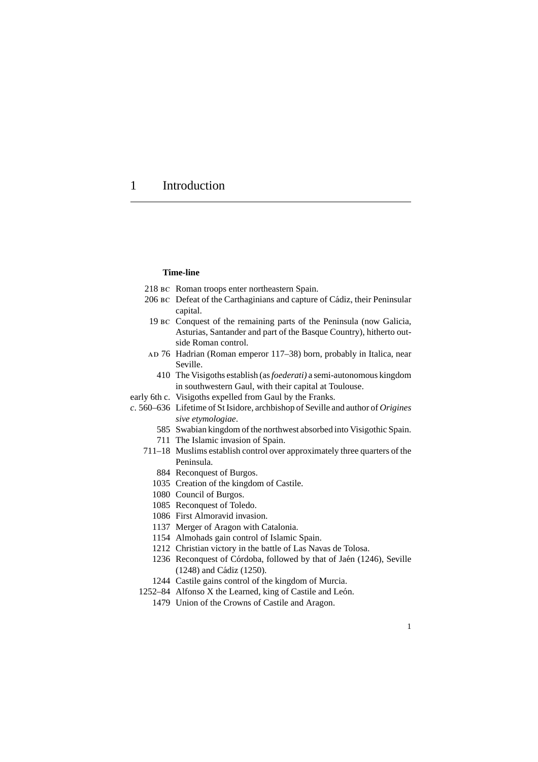# 1 Introduction

**Time-line**

| | |
|---|---|
| 218 BC | Roman troops enter northeastern Spain. |
| 206 BC | Defeat of the Carthaginians and capture of Cádiz, their Peninsular capital. |
| 19 BC | Conquest of the remaining parts of the Peninsula (now Galicia, Asturias, Santander and part of the Basque Country), hitherto outside Roman control. |
| AD 76 | Hadrian (Roman emperor 117–38) born, probably in Italica, near Seville. |
| 410 | The Visigoths establish (as *foederati)* a semi-autonomous kingdom in southwestern Gaul, with their capital at Toulouse. |
| early 6th c. | Visigoths expelled from Gaul by the Franks. |
| *c*. 560–636 | Lifetime of St Isidore, archbishop of Seville and author of *Origines sive etymologiae*. |
| 585 | Swabian kingdom of the northwest absorbed into Visigothic Spain. |
| 711 | The Islamic invasion of Spain. |
| 711–18 | Muslims establish control over approximately three quarters of the Peninsula. |
| 884 | Reconquest of Burgos. |
| 1035 | Creation of the kingdom of Castile. |
| 1080 | Council of Burgos. |
| 1085 | Reconquest of Toledo. |
| 1086 | First Almoravid invasion. |
| 1137 | Merger of Aragon with Catalonia. |
| 1154 | Almohads gain control of Islamic Spain. |
| 1212 | Christian victory in the battle of Las Navas de Tolosa. |
| 1236 | Reconquest of Córdoba, followed by that of Jaén (1246), Seville (1248) and Cádiz (1250). |
| 1244 | Castile gains control of the kingdom of Murcia. |
| 1252–84 | Alfonso X the Learned, king of Castile and León. |
| 1479 | Union of the Crowns of Castile and Aragon. |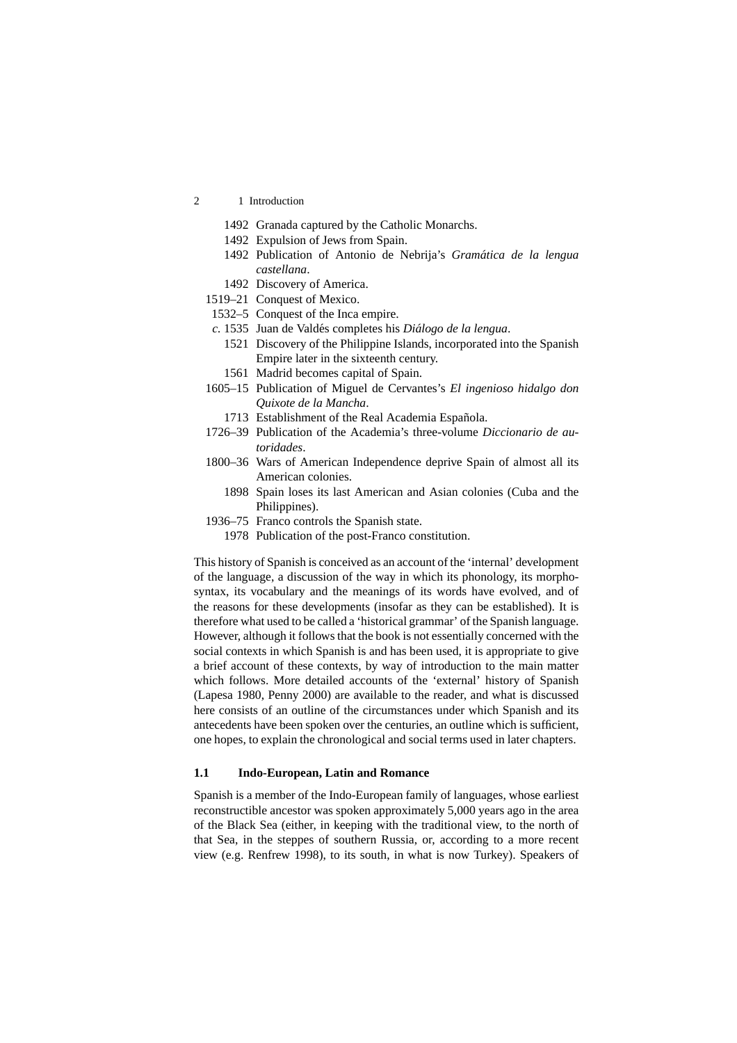1492 Granada captured by the Catholic Monarchs.
1492 Expulsion of Jews from Spain.
1492 Publication of Antonio de Nebrija's *Gramática de la lengua castellana*.
1492 Discovery of America.
1519–21 Conquest of Mexico.
1532–5 Conquest of the Inca empire.
*c.* 1535 Juan de Valdés completes his *Diálogo de la lengua*.
1521 Discovery of the Philippine Islands, incorporated into the Spanish Empire later in the sixteenth century.
1561 Madrid becomes capital of Spain.
1605–15 Publication of Miguel de Cervantes's *El ingenioso hidalgo don Quixote de la Mancha*.
1713 Establishment of the Real Academia Española.
1726–39 Publication of the Academia's three-volume *Diccionario de autoridades*.
1800–36 Wars of American Independence deprive Spain of almost all its American colonies.
1898 Spain loses its last American and Asian colonies (Cuba and the Philippines).
1936–75 Franco controls the Spanish state.
1978 Publication of the post-Franco constitution.

This history of Spanish is conceived as an account of the 'internal' development of the language, a discussion of the way in which its phonology, its morphosyntax, its vocabulary and the meanings of its words have evolved, and of the reasons for these developments (insofar as they can be established). It is therefore what used to be called a 'historical grammar' of the Spanish language. However, although it follows that the book is not essentially concerned with the social contexts in which Spanish is and has been used, it is appropriate to give a brief account of these contexts, by way of introduction to the main matter which follows. More detailed accounts of the 'external' history of Spanish (Lapesa 1980, Penny 2000) are available to the reader, and what is discussed here consists of an outline of the circumstances under which Spanish and its antecedents have been spoken over the centuries, an outline which is sufficient, one hopes, to explain the chronological and social terms used in later chapters.

## 1.1 Indo-European, Latin and Romance

Spanish is a member of the Indo-European family of languages, whose earliest reconstructible ancestor was spoken approximately 5,000 years ago in the area of the Black Sea (either, in keeping with the traditional view, to the north of that Sea, in the steppes of southern Russia, or, according to a more recent view (e.g. Renfrew 1998), to its south, in what is now Turkey). Speakers of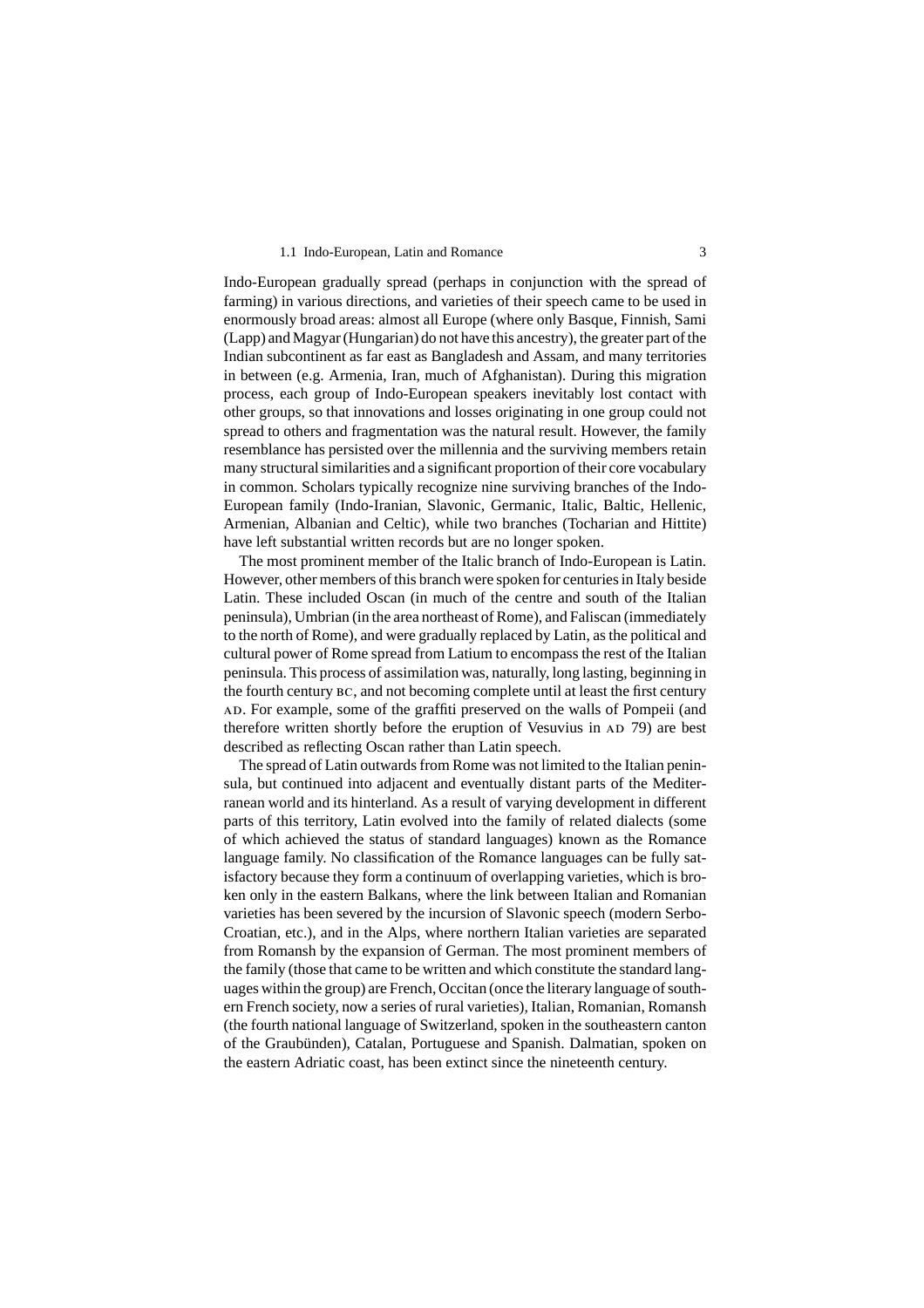Indo-European gradually spread (perhaps in conjunction with the spread of farming) in various directions, and varieties of their speech came to be used in enormously broad areas: almost all Europe (where only Basque, Finnish, Sami (Lapp) and Magyar (Hungarian) do not have this ancestry), the greater part of the Indian subcontinent as far east as Bangladesh and Assam, and many territories in between (e.g. Armenia, Iran, much of Afghanistan). During this migration process, each group of Indo-European speakers inevitably lost contact with other groups, so that innovations and losses originating in one group could not spread to others and fragmentation was the natural result. However, the family resemblance has persisted over the millennia and the surviving members retain many structural similarities and a significant proportion of their core vocabulary in common. Scholars typically recognize nine surviving branches of the Indo-European family (Indo-Iranian, Slavonic, Germanic, Italic, Baltic, Hellenic, Armenian, Albanian and Celtic), while two branches (Tocharian and Hittite) have left substantial written records but are no longer spoken.

The most prominent member of the Italic branch of Indo-European is Latin. However, other members of this branch were spoken for centuries in Italy beside Latin. These included Oscan (in much of the centre and south of the Italian peninsula), Umbrian (in the area northeast of Rome), and Faliscan (immediately to the north of Rome), and were gradually replaced by Latin, as the political and cultural power of Rome spread from Latium to encompass the rest of the Italian peninsula. This process of assimilation was, naturally, long lasting, beginning in the fourth century BC, and not becoming complete until at least the first century AD. For example, some of the graffiti preserved on the walls of Pompeii (and therefore written shortly before the eruption of Vesuvius in AD 79) are best described as reflecting Oscan rather than Latin speech.

The spread of Latin outwards from Rome was not limited to the Italian peninsula, but continued into adjacent and eventually distant parts of the Mediterranean world and its hinterland. As a result of varying development in different parts of this territory, Latin evolved into the family of related dialects (some of which achieved the status of standard languages) known as the Romance language family. No classification of the Romance languages can be fully satisfactory because they form a continuum of overlapping varieties, which is broken only in the eastern Balkans, where the link between Italian and Romanian varieties has been severed by the incursion of Slavonic speech (modern Serbo-Croatian, etc.), and in the Alps, where northern Italian varieties are separated from Romansh by the expansion of German. The most prominent members of the family (those that came to be written and which constitute the standard languages within the group) are French, Occitan (once the literary language of southern French society, now a series of rural varieties), Italian, Romanian, Romansh (the fourth national language of Switzerland, spoken in the southeastern canton of the Graubünden), Catalan, Portuguese and Spanish. Dalmatian, spoken on the eastern Adriatic coast, has been extinct since the nineteenth century.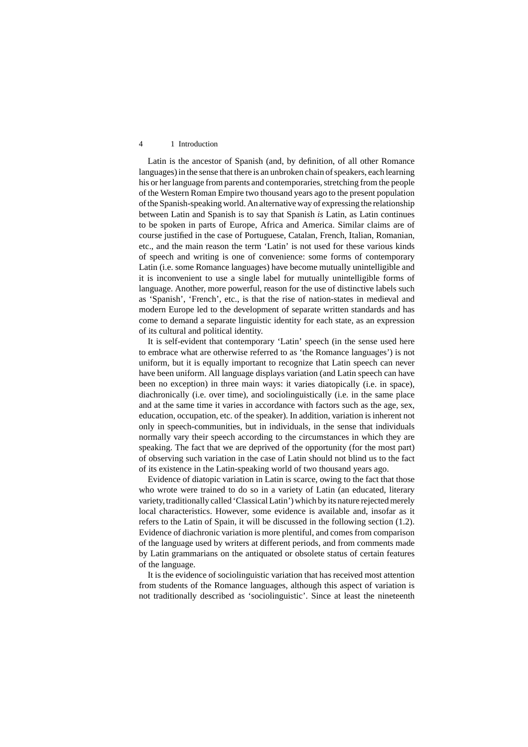Latin is the ancestor of Spanish (and, by definition, of all other Romance languages) in the sense that there is an unbroken chain of speakers, each learning his or her language from parents and contemporaries, stretching from the people of the Western Roman Empire two thousand years ago to the present population of the Spanish-speaking world. An alternative way of expressing the relationship between Latin and Spanish is to say that Spanish *is* Latin, as Latin continues to be spoken in parts of Europe, Africa and America. Similar claims are of course justified in the case of Portuguese, Catalan, French, Italian, Romanian, etc., and the main reason the term 'Latin' is not used for these various kinds of speech and writing is one of convenience: some forms of contemporary Latin (i.e. some Romance languages) have become mutually unintelligible and it is inconvenient to use a single label for mutually unintelligible forms of language. Another, more powerful, reason for the use of distinctive labels such as 'Spanish', 'French', etc., is that the rise of nation-states in medieval and modern Europe led to the development of separate written standards and has come to demand a separate linguistic identity for each state, as an expression of its cultural and political identity.

It is self-evident that contemporary 'Latin' speech (in the sense used here to embrace what are otherwise referred to as 'the Romance languages') is not uniform, but it is equally important to recognize that Latin speech can never have been uniform. All language displays variation (and Latin speech can have been no exception) in three main ways: it varies diatopically (i.e. in space), diachronically (i.e. over time), and sociolinguistically (i.e. in the same place and at the same time it varies in accordance with factors such as the age, sex, education, occupation, etc. of the speaker). In addition, variation is inherent not only in speech-communities, but in individuals, in the sense that individuals normally vary their speech according to the circumstances in which they are speaking. The fact that we are deprived of the opportunity (for the most part) of observing such variation in the case of Latin should not blind us to the fact of its existence in the Latin-speaking world of two thousand years ago.

Evidence of diatopic variation in Latin is scarce, owing to the fact that those who wrote were trained to do so in a variety of Latin (an educated, literary variety, traditionally called 'Classical Latin') which by its nature rejected merely local characteristics. However, some evidence is available and, insofar as it refers to the Latin of Spain, it will be discussed in the following section (1.2). Evidence of diachronic variation is more plentiful, and comes from comparison of the language used by writers at different periods, and from comments made by Latin grammarians on the antiquated or obsolete status of certain features of the language.

It is the evidence of sociolinguistic variation that has received most attention from students of the Romance languages, although this aspect of variation is not traditionally described as 'sociolinguistic'. Since at least the nineteenth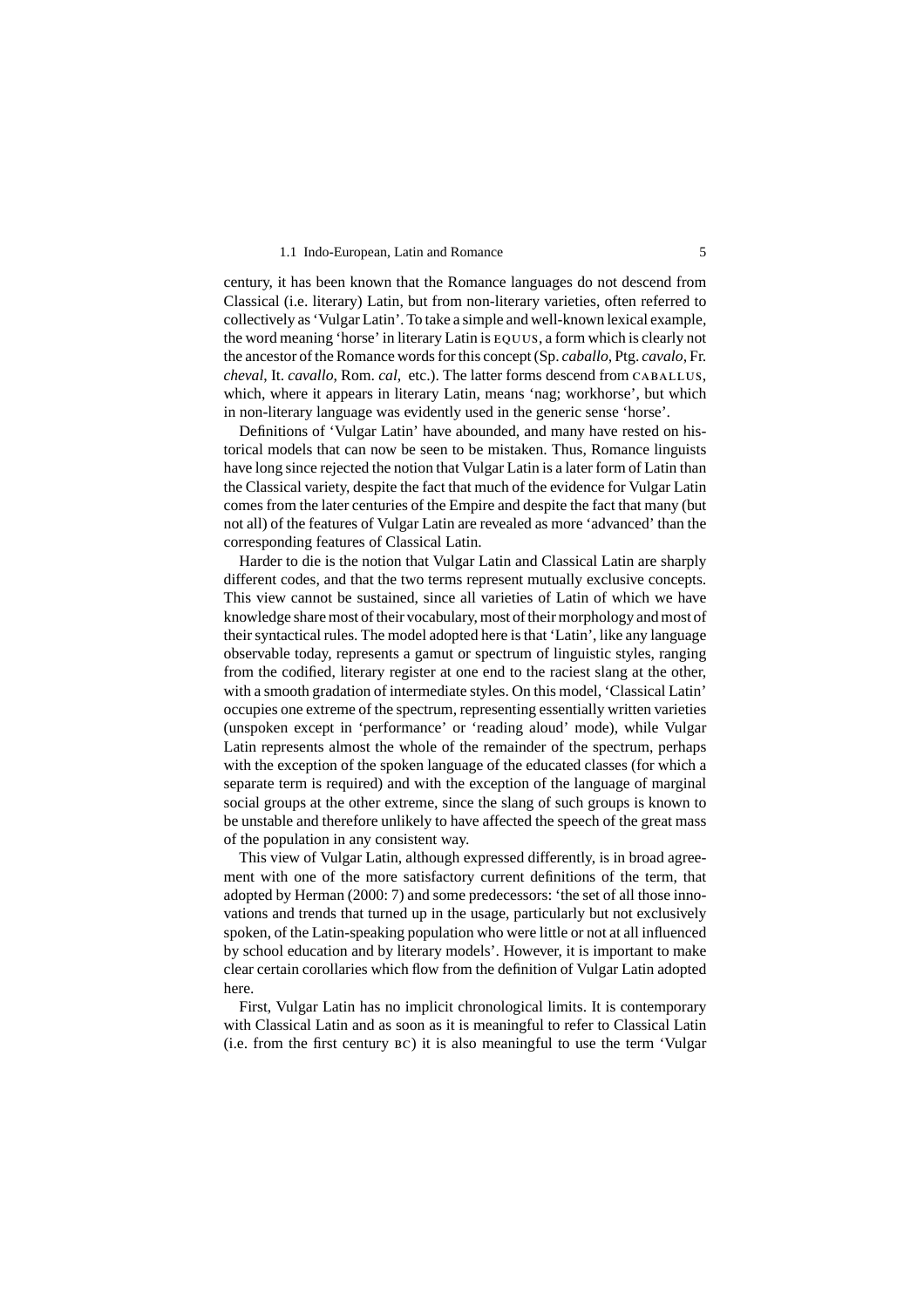century, it has been known that the Romance languages do not descend from Classical (i.e. literary) Latin, but from non-literary varieties, often referred to collectively as 'Vulgar Latin'. To take a simple and well-known lexical example, the word meaning 'horse' in literary Latin is EQUUS, a form which is clearly not the ancestor of the Romance words for this concept (Sp. *caballo*, Ptg. *cavalo*, Fr. *cheval*, It. *cavallo*, Rom. *cal*, etc.). The latter forms descend from CABALLUS, which, where it appears in literary Latin, means 'nag; workhorse', but which in non-literary language was evidently used in the generic sense 'horse'.

Definitions of 'Vulgar Latin' have abounded, and many have rested on historical models that can now be seen to be mistaken. Thus, Romance linguists have long since rejected the notion that Vulgar Latin is a later form of Latin than the Classical variety, despite the fact that much of the evidence for Vulgar Latin comes from the later centuries of the Empire and despite the fact that many (but not all) of the features of Vulgar Latin are revealed as more 'advanced' than the corresponding features of Classical Latin.

Harder to die is the notion that Vulgar Latin and Classical Latin are sharply different codes, and that the two terms represent mutually exclusive concepts. This view cannot be sustained, since all varieties of Latin of which we have knowledge share most of their vocabulary, most of their morphology and most of their syntactical rules. The model adopted here is that 'Latin', like any language observable today, represents a gamut or spectrum of linguistic styles, ranging from the codified, literary register at one end to the raciest slang at the other, with a smooth gradation of intermediate styles. On this model, 'Classical Latin' occupies one extreme of the spectrum, representing essentially written varieties (unspoken except in 'performance' or 'reading aloud' mode), while Vulgar Latin represents almost the whole of the remainder of the spectrum, perhaps with the exception of the spoken language of the educated classes (for which a separate term is required) and with the exception of the language of marginal social groups at the other extreme, since the slang of such groups is known to be unstable and therefore unlikely to have affected the speech of the great mass of the population in any consistent way.

This view of Vulgar Latin, although expressed differently, is in broad agreement with one of the more satisfactory current definitions of the term, that adopted by Herman (2000: 7) and some predecessors: 'the set of all those innovations and trends that turned up in the usage, particularly but not exclusively spoken, of the Latin-speaking population who were little or not at all influenced by school education and by literary models'. However, it is important to make clear certain corollaries which flow from the definition of Vulgar Latin adopted here.

First, Vulgar Latin has no implicit chronological limits. It is contemporary with Classical Latin and as soon as it is meaningful to refer to Classical Latin (i.e. from the first century BC) it is also meaningful to use the term 'Vulgar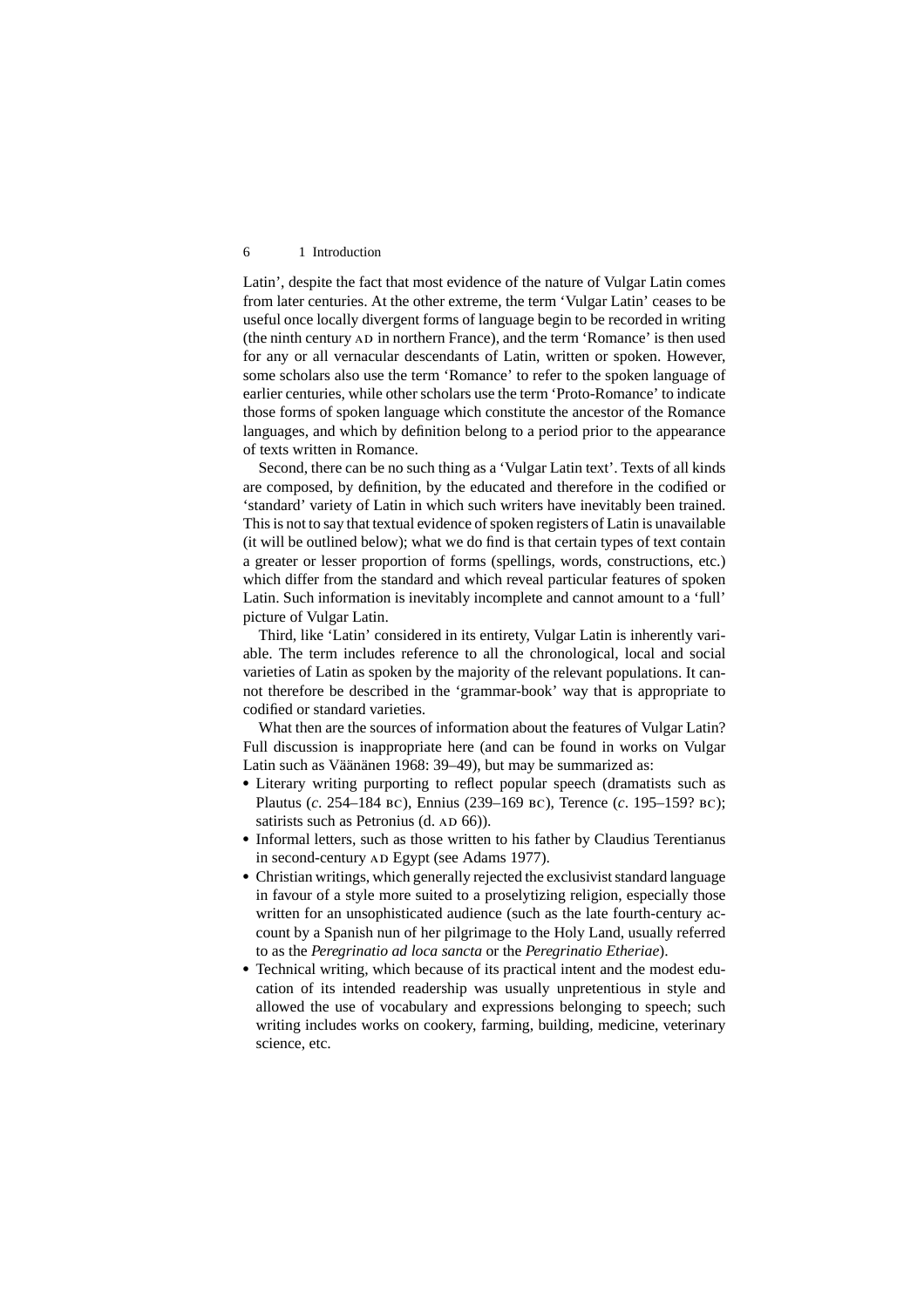Latin', despite the fact that most evidence of the nature of Vulgar Latin comes from later centuries. At the other extreme, the term 'Vulgar Latin' ceases to be useful once locally divergent forms of language begin to be recorded in writing (the ninth century AD in northern France), and the term 'Romance' is then used for any or all vernacular descendants of Latin, written or spoken. However, some scholars also use the term 'Romance' to refer to the spoken language of earlier centuries, while other scholars use the term 'Proto-Romance' to indicate those forms of spoken language which constitute the ancestor of the Romance languages, and which by definition belong to a period prior to the appearance of texts written in Romance.

Second, there can be no such thing as a 'Vulgar Latin text'. Texts of all kinds are composed, by definition, by the educated and therefore in the codified or 'standard' variety of Latin in which such writers have inevitably been trained. This is not to say that textual evidence of spoken registers of Latin is unavailable (it will be outlined below); what we do find is that certain types of text contain a greater or lesser proportion of forms (spellings, words, constructions, etc.) which differ from the standard and which reveal particular features of spoken Latin. Such information is inevitably incomplete and cannot amount to a 'full' picture of Vulgar Latin.

Third, like 'Latin' considered in its entirety, Vulgar Latin is inherently variable. The term includes reference to all the chronological, local and social varieties of Latin as spoken by the majority of the relevant populations. It cannot therefore be described in the 'grammar-book' way that is appropriate to codified or standard varieties.

What then are the sources of information about the features of Vulgar Latin? Full discussion is inappropriate here (and can be found in works on Vulgar Latin such as Väänänen 1968: 39–49), but may be summarized as:

- Literary writing purporting to reflect popular speech (dramatists such as Plautus (*c.* 254–184 BC), Ennius (239–169 BC), Terence (*c.* 195–159? BC); satirists such as Petronius (d. AD 66)).
- Informal letters, such as those written to his father by Claudius Terentianus in second-century AD Egypt (see Adams 1977).
- Christian writings, which generally rejected the exclusivist standard language in favour of a style more suited to a proselytizing religion, especially those written for an unsophisticated audience (such as the late fourth-century account by a Spanish nun of her pilgrimage to the Holy Land, usually referred to as the *Peregrinatio ad loca sancta* or the *Peregrinatio Etheriae*).
- Technical writing, which because of its practical intent and the modest education of its intended readership was usually unpretentious in style and allowed the use of vocabulary and expressions belonging to speech; such writing includes works on cookery, farming, building, medicine, veterinary science, etc.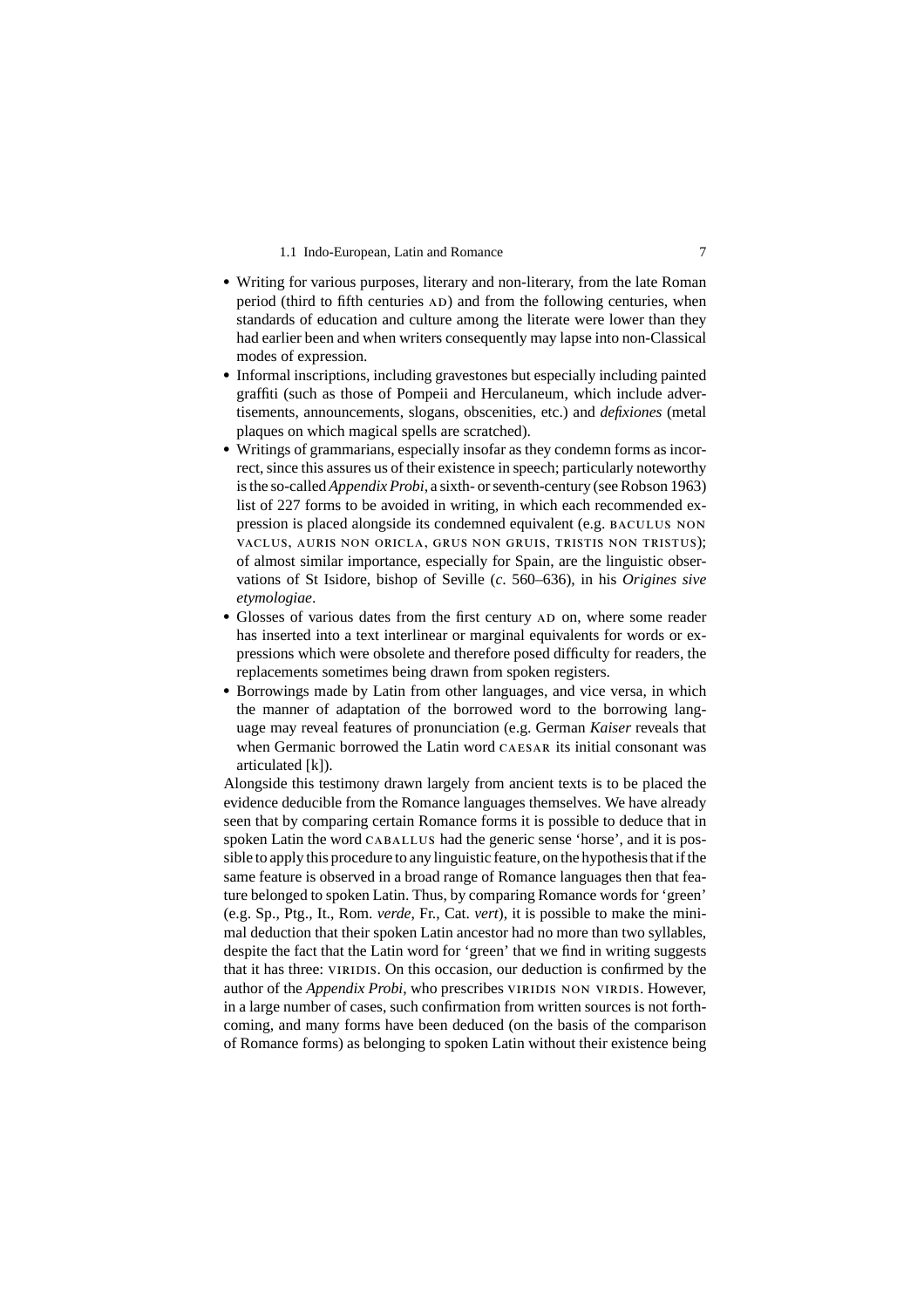- Writing for various purposes, literary and non-literary, from the late Roman period (third to fifth centuries AD) and from the following centuries, when standards of education and culture among the literate were lower than they had earlier been and when writers consequently may lapse into non-Classical modes of expression.
- Informal inscriptions, including gravestones but especially including painted graffiti (such as those of Pompeii and Herculaneum, which include advertisements, announcements, slogans, obscenities, etc.) and *defixiones* (metal plaques on which magical spells are scratched).
- Writings of grammarians, especially insofar as they condemn forms as incorrect, since this assures us of their existence in speech; particularly noteworthy is the so-called *Appendix Probi*, a sixth- or seventh-century (see Robson 1963) list of 227 forms to be avoided in writing, in which each recommended expression is placed alongside its condemned equivalent (e.g. BACULUS NON VACLUS, AURIS NON ORICLA, GRUS NON GRUIS, TRISTIS NON TRISTUS); of almost similar importance, especially for Spain, are the linguistic observations of St Isidore, bishop of Seville (*c*. 560–636), in his *Origines sive etymologiae*.
- Glosses of various dates from the first century AD on, where some reader has inserted into a text interlinear or marginal equivalents for words or expressions which were obsolete and therefore posed difficulty for readers, the replacements sometimes being drawn from spoken registers.
- Borrowings made by Latin from other languages, and vice versa, in which the manner of adaptation of the borrowed word to the borrowing language may reveal features of pronunciation (e.g. German *Kaiser* reveals that when Germanic borrowed the Latin word CAESAR its initial consonant was articulated [k]).

Alongside this testimony drawn largely from ancient texts is to be placed the evidence deducible from the Romance languages themselves. We have already seen that by comparing certain Romance forms it is possible to deduce that in spoken Latin the word CABALLUS had the generic sense 'horse', and it is possible to apply this procedure to any linguistic feature, on the hypothesis that if the same feature is observed in a broad range of Romance languages then that feature belonged to spoken Latin. Thus, by comparing Romance words for 'green' (e.g. Sp., Ptg., It., Rom. *verde*, Fr., Cat. *vert*), it is possible to make the minimal deduction that their spoken Latin ancestor had no more than two syllables, despite the fact that the Latin word for 'green' that we find in writing suggests that it has three: VIRIDIS. On this occasion, our deduction is confirmed by the author of the *Appendix Probi*, who prescribes VIRIDIS NON VIRDIS. However, in a large number of cases, such confirmation from written sources is not forthcoming, and many forms have been deduced (on the basis of the comparison of Romance forms) as belonging to spoken Latin without their existence being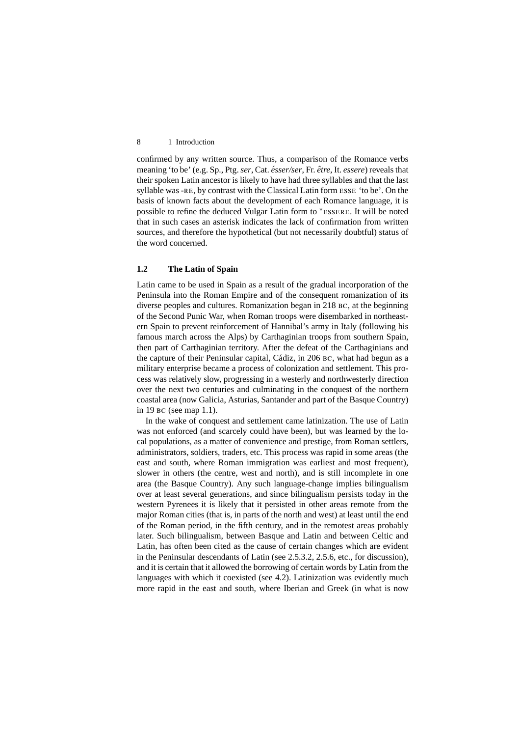confirmed by any written source. Thus, a comparison of the Romance verbs meaning 'to be' (e.g. Sp., Ptg. *ser*, Cat. *ésser/ser*, Fr. *être*, It. *essere*) reveals that their spoken Latin ancestor is likely to have had three syllables and that the last syllable was -RE, by contrast with the Classical Latin form ESSE 'to be'. On the basis of known facts about the development of each Romance language, it is possible to refine the deduced Vulgar Latin form to *ESSERE. It will be noted that in such cases an asterisk indicates the lack of confirmation from written sources, and therefore the hypothetical (but not necessarily doubtful) status of the word concerned.

## 1.2 The Latin of Spain

Latin came to be used in Spain as a result of the gradual incorporation of the Peninsula into the Roman Empire and of the consequent romanization of its diverse peoples and cultures. Romanization began in 218 BC, at the beginning of the Second Punic War, when Roman troops were disembarked in northeastern Spain to prevent reinforcement of Hannibal's army in Italy (following his famous march across the Alps) by Carthaginian troops from southern Spain, then part of Carthaginian territory. After the defeat of the Carthaginians and the capture of their Peninsular capital, Cádiz, in 206 BC, what had begun as a military enterprise became a process of colonization and settlement. This process was relatively slow, progressing in a westerly and northwesterly direction over the next two centuries and culminating in the conquest of the northern coastal area (now Galicia, Asturias, Santander and part of the Basque Country) in 19 BC (see map 1.1).

In the wake of conquest and settlement came latinization. The use of Latin was not enforced (and scarcely could have been), but was learned by the local populations, as a matter of convenience and prestige, from Roman settlers, administrators, soldiers, traders, etc. This process was rapid in some areas (the east and south, where Roman immigration was earliest and most frequent), slower in others (the centre, west and north), and is still incomplete in one area (the Basque Country). Any such language-change implies bilingualism over at least several generations, and since bilingualism persists today in the western Pyrenees it is likely that it persisted in other areas remote from the major Roman cities (that is, in parts of the north and west) at least until the end of the Roman period, in the fifth century, and in the remotest areas probably later. Such bilingualism, between Basque and Latin and between Celtic and Latin, has often been cited as the cause of certain changes which are evident in the Peninsular descendants of Latin (see 2.5.3.2, 2.5.6, etc., for discussion), and it is certain that it allowed the borrowing of certain words by Latin from the languages with which it coexisted (see 4.2). Latinization was evidently much more rapid in the east and south, where Iberian and Greek (in what is now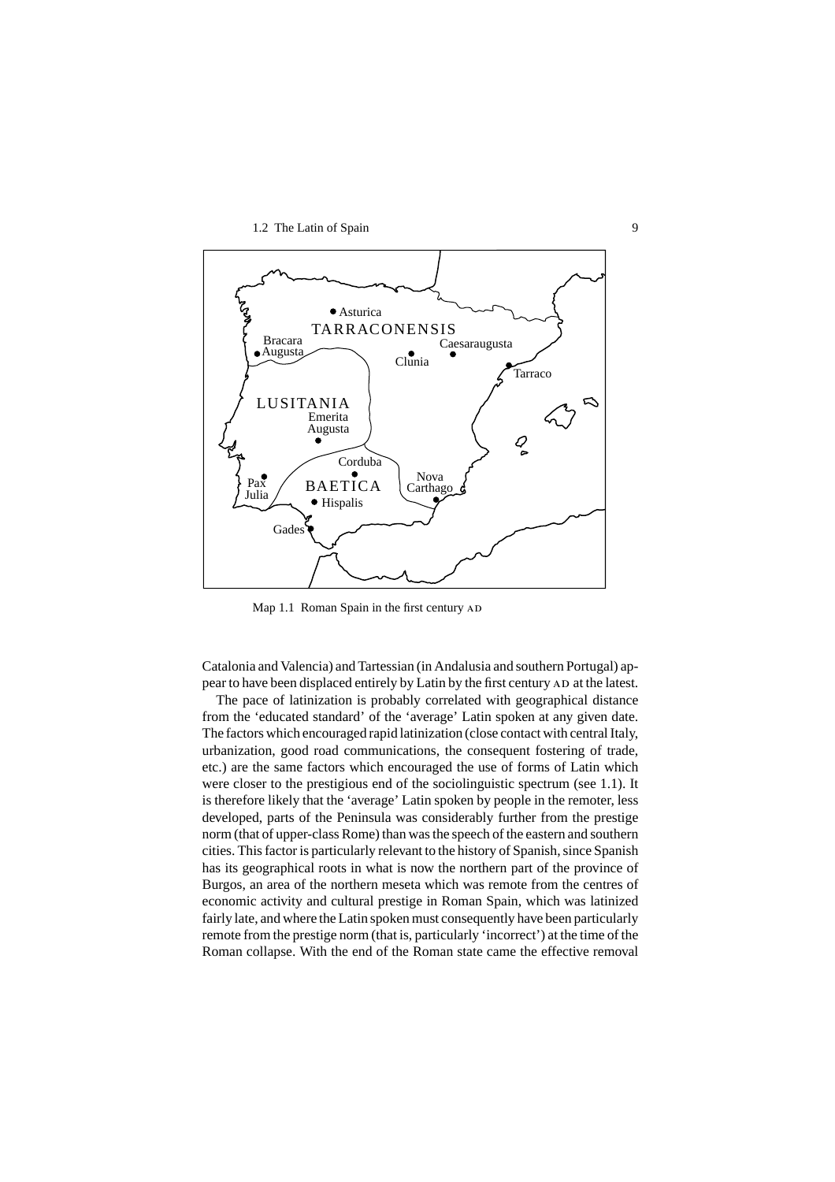Map 1.1 Roman Spain in the first century AD

Catalonia and Valencia) and Tartessian (in Andalusia and southern Portugal) appear to have been displaced entirely by Latin by the first century AD at the latest.

The pace of latinization is probably correlated with geographical distance from the 'educated standard' of the 'average' Latin spoken at any given date. The factors which encouraged rapid latinization (close contact with central Italy, urbanization, good road communications, the consequent fostering of trade, etc.) are the same factors which encouraged the use of forms of Latin which were closer to the prestigious end of the sociolinguistic spectrum (see 1.1). It is therefore likely that the 'average' Latin spoken by people in the remoter, less developed, parts of the Peninsula was considerably further from the prestige norm (that of upper-class Rome) than was the speech of the eastern and southern cities. This factor is particularly relevant to the history of Spanish, since Spanish has its geographical roots in what is now the northern part of the province of Burgos, an area of the northern meseta which was remote from the centres of economic activity and cultural prestige in Roman Spain, which was latinized fairly late, and where the Latin spoken must consequently have been particularly remote from the prestige norm (that is, particularly 'incorrect') at the time of the Roman collapse. With the end of the Roman state came the effective removal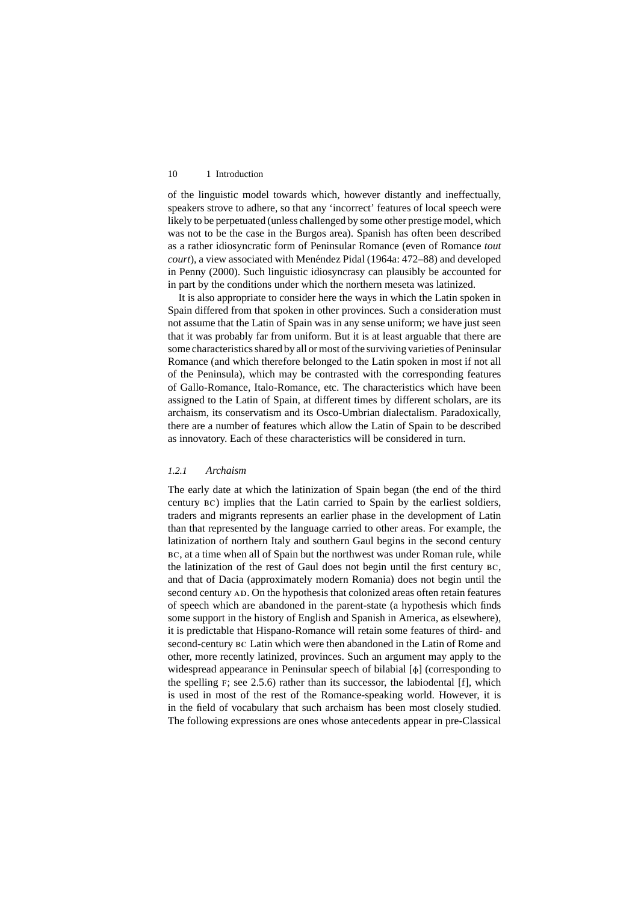of the linguistic model towards which, however distantly and ineffectually, speakers strove to adhere, so that any 'incorrect' features of local speech were likely to be perpetuated (unless challenged by some other prestige model, which was not to be the case in the Burgos area). Spanish has often been described as a rather idiosyncratic form of Peninsular Romance (even of Romance *tout court*), a view associated with Menéndez Pidal (1964a: 472–88) and developed in Penny (2000). Such linguistic idiosyncrasy can plausibly be accounted for in part by the conditions under which the northern meseta was latinized.

It is also appropriate to consider here the ways in which the Latin spoken in Spain differed from that spoken in other provinces. Such a consideration must not assume that the Latin of Spain was in any sense uniform; we have just seen that it was probably far from uniform. But it is at least arguable that there are some characteristics shared by all or most of the surviving varieties of Peninsular Romance (and which therefore belonged to the Latin spoken in most if not all of the Peninsula), which may be contrasted with the corresponding features of Gallo-Romance, Italo-Romance, etc. The characteristics which have been assigned to the Latin of Spain, at different times by different scholars, are its archaism, its conservatism and its Osco-Umbrian dialectalism. Paradoxically, there are a number of features which allow the Latin of Spain to be described as innovatory. Each of these characteristics will be considered in turn.

### *1.2.1 Archaism*

The early date at which the latinization of Spain began (the end of the third century BC) implies that the Latin carried to Spain by the earliest soldiers, traders and migrants represents an earlier phase in the development of Latin than that represented by the language carried to other areas. For example, the latinization of northern Italy and southern Gaul begins in the second century BC, at a time when all of Spain but the northwest was under Roman rule, while the latinization of the rest of Gaul does not begin until the first century BC, and that of Dacia (approximately modern Romania) does not begin until the second century AD. On the hypothesis that colonized areas often retain features of speech which are abandoned in the parent-state (a hypothesis which finds some support in the history of English and Spanish in America, as elsewhere), it is predictable that Hispano-Romance will retain some features of third- and second-century BC Latin which were then abandoned in the Latin of Rome and other, more recently latinized, provinces. Such an argument may apply to the widespread appearance in Peninsular speech of bilabial [ɸ] (corresponding to the spelling F; see 2.5.6) rather than its successor, the labiodental [f], which is used in most of the rest of the Romance-speaking world. However, it is in the field of vocabulary that such archaism has been most closely studied. The following expressions are ones whose antecedents appear in pre-Classical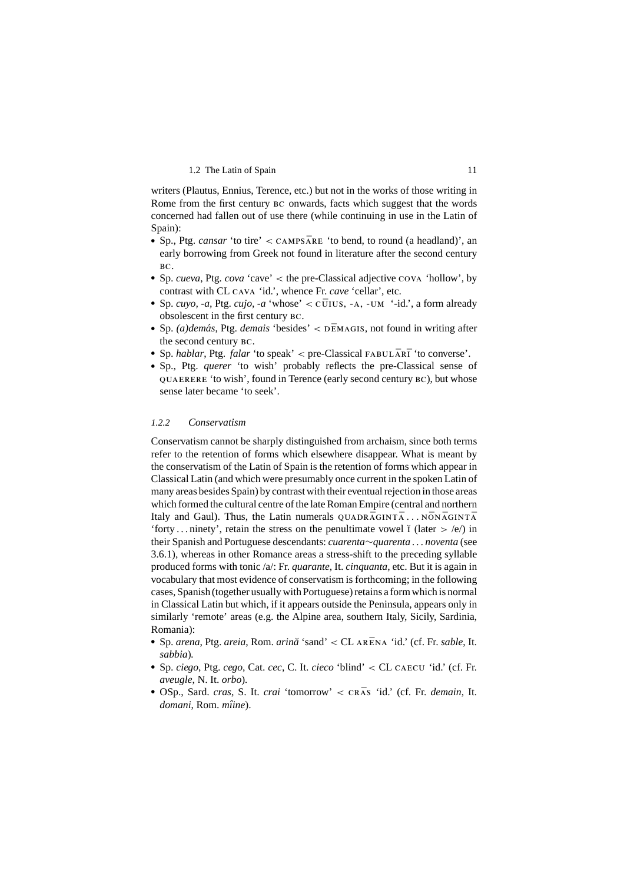writers (Plautus, Ennius, Terence, etc.) but not in the works of those writing in Rome from the first century BC onwards, facts which suggest that the words concerned had fallen out of use there (while continuing in use in the Latin of Spain):

- Sp., Ptg. *cansar* 'to tire' < CAMPSĀRE 'to bend, to round (a headland)', an early borrowing from Greek not found in literature after the second century BC.
- Sp. *cueva*, Ptg. *cova* 'cave' < the pre-Classical adjective COVA 'hollow', by contrast with CL CAVA 'id.', whence Fr. *cave* 'cellar', etc.
- Sp. *cuyo, -a*, Ptg. *cujo, -a* 'whose' < CŪIUS, -A, -UM '-id.', a form already obsolescent in the first century BC.
- Sp. *(a)demás*, Ptg. *demais* 'besides' < DĒMAGIS, not found in writing after the second century BC.
- Sp. *hablar*, Ptg. *falar* 'to speak' < pre-Classical FABULĀRĪ 'to converse'.
- Sp., Ptg. *querer* 'to wish' probably reflects the pre-Classical sense of QUAERERE 'to wish', found in Terence (early second century BC), but whose sense later became 'to seek'.

### *1.2.2 Conservatism*

Conservatism cannot be sharply distinguished from archaism, since both terms refer to the retention of forms which elsewhere disappear. What is meant by the conservatism of the Latin of Spain is the retention of forms which appear in Classical Latin (and which were presumably once current in the spoken Latin of many areas besides Spain) by contrast with their eventual rejection in those areas which formed the cultural centre of the late Roman Empire (central and northern Italy and Gaul). Thus, the Latin numerals QUADRĀGINTĀ ... NŌNĀGINTĀ 'forty ... ninety', retain the stress on the penultimate vowel ĭ (later > /e/) in their Spanish and Portuguese descendants: *cuarenta*∼*quarenta* ... *noventa* (see 3.6.1), whereas in other Romance areas a stress-shift to the preceding syllable produced forms with tonic /a/: Fr. *quarante*, It. *cinquanta*, etc. But it is again in vocabulary that most evidence of conservatism is forthcoming; in the following cases, Spanish (together usually with Portuguese) retains a form which is normal in Classical Latin but which, if it appears outside the Peninsula, appears only in similarly 'remote' areas (e.g. the Alpine area, southern Italy, Sicily, Sardinia, Romania):

- Sp. *arena*, Ptg. *areia*, Rom. *arină* 'sand' < CL ARĒNA 'id.' (cf. Fr. *sable*, It. *sabbia*).
- Sp. *ciego*, Ptg. *cego*, Cat. *cec*, C. It. *cieco* 'blind' < CL CAECU 'id.' (cf. Fr. *aveugle*, N. It. *orbo*).
- OSp., Sard. *cras*, S. It. *crai* 'tomorrow' < CRĀS 'id.' (cf. Fr. *demain*, It. *domani*, Rom. *mîine*).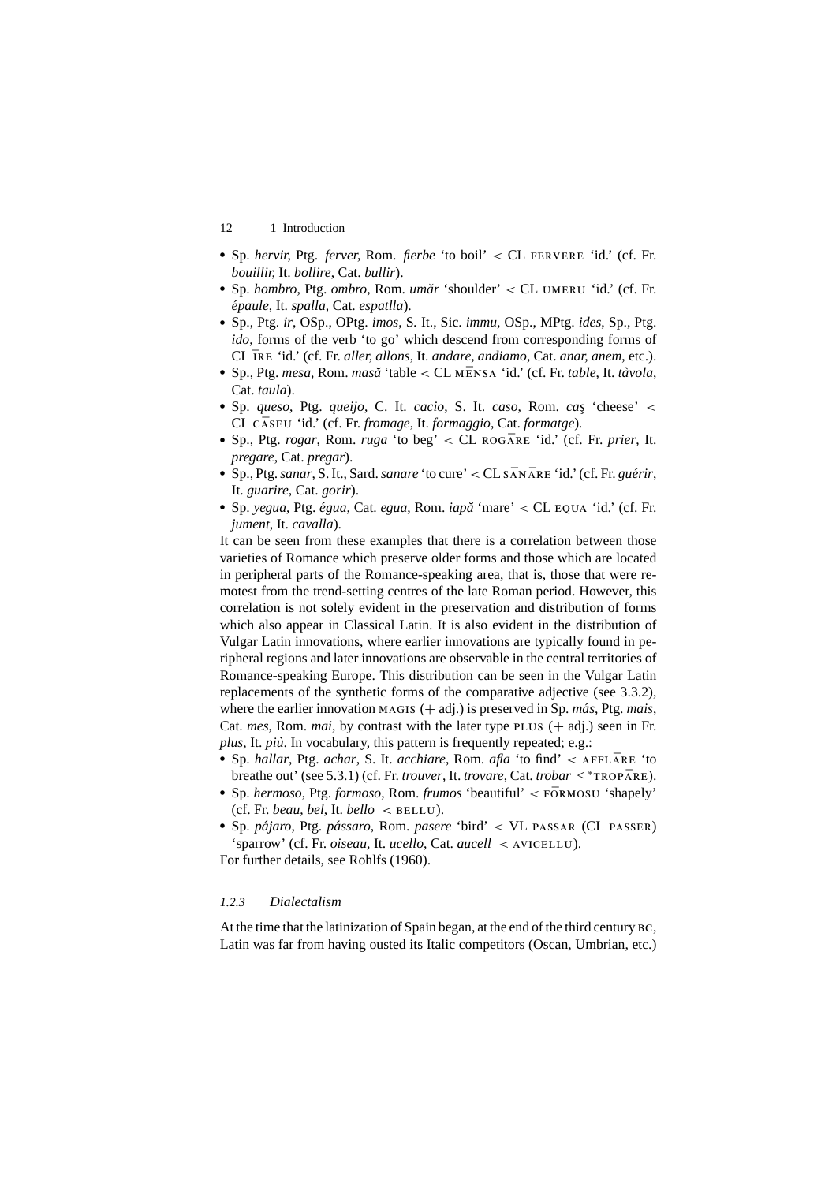- Sp. *hervir*, Ptg. *ferver*, Rom. *fierbe* 'to boil' < CL FERVERE 'id.' (cf. Fr. *bouillir*, It. *bollire*, Cat. *bullir*).
- Sp. *hombro*, Ptg. *ombro*, Rom. *umăr* 'shoulder' < CL UMERU 'id.' (cf. Fr. *épaule*, It. *spalla*, Cat. *espatlla*).
- Sp., Ptg. *ir*, OSp., OPtg. *imos*, S. It., Sic. *immu*, OSp., MPtg. *ides*, Sp., Ptg. *ido*, forms of the verb 'to go' which descend from corresponding forms of CL ĪRE 'id.' (cf. Fr. *aller, allons*, It. *andare, andiamo*, Cat. *anar, anem*, etc.).
- Sp., Ptg. *mesa*, Rom. *masă* 'table < CL MĒNSA 'id.' (cf. Fr. *table*, It. *tàvola*, Cat. *taula*).
- Sp. *queso*, Ptg. *queijo*, C. It. *cacio*, S. It. *caso*, Rom. *caş* 'cheese' < CL CĀSEU 'id.' (cf. Fr. *fromage*, It. *formaggio*, Cat. *formatge*).
- Sp., Ptg. *rogar*, Rom. *ruga* 'to beg' < CL ROGĀRE 'id.' (cf. Fr. *prier*, It. *pregare*, Cat. *pregar*).
- Sp., Ptg. *sanar*, S. It., Sard. *sanare* 'to cure' < CL SĀNĀRE 'id.' (cf. Fr. *guérir*, It. *guarire*, Cat. *gorir*).
- Sp. *yegua*, Ptg. *égua*, Cat. *egua*, Rom. *iapă* 'mare' < CL EQUA 'id.' (cf. Fr. *jument*, It. *cavalla*).

It can be seen from these examples that there is a correlation between those varieties of Romance which preserve older forms and those which are located in peripheral parts of the Romance-speaking area, that is, those that were remotest from the trend-setting centres of the late Roman period. However, this correlation is not solely evident in the preservation and distribution of forms which also appear in Classical Latin. It is also evident in the distribution of Vulgar Latin innovations, where earlier innovations are typically found in peripheral regions and later innovations are observable in the central territories of Romance-speaking Europe. This distribution can be seen in the Vulgar Latin replacements of the synthetic forms of the comparative adjective (see 3.3.2), where the earlier innovation MAGIS (+ adj.) is preserved in Sp. *más*, Ptg. *mais*, Cat. *mes*, Rom. *mai*, by contrast with the later type PLUS (+ adj.) seen in Fr. *plus*, It. *più*. In vocabulary, this pattern is frequently repeated; e.g.:

- Sp. *hallar*, Ptg. *achar*, S. It. *acchiare*, Rom. *afla* 'to find' < AFFLĀRE 'to breathe out' (see 5.3.1) (cf. Fr. *trouver*, It. *trovare*, Cat. *trobar* < *TROPĀRE).
- Sp. *hermoso*, Ptg. *formoso*, Rom. *frumos* 'beautiful' < FŌRMOSU 'shapely' (cf. Fr. *beau*, *bel*, It. *bello* < BELLU).
- Sp. *pájaro*, Ptg. *pássaro*, Rom. *pasere* 'bird' < VL PASSAR (CL PASSER) 'sparrow' (cf. Fr. *oiseau*, It. *ucello*, Cat. *aucell* < AVICELLU).

For further details, see Rohlfs (1960).

### *1.2.3 Dialectalism*

At the time that the latinization of Spain began, at the end of the third century BC, Latin was far from having ousted its Italic competitors (Oscan, Umbrian, etc.)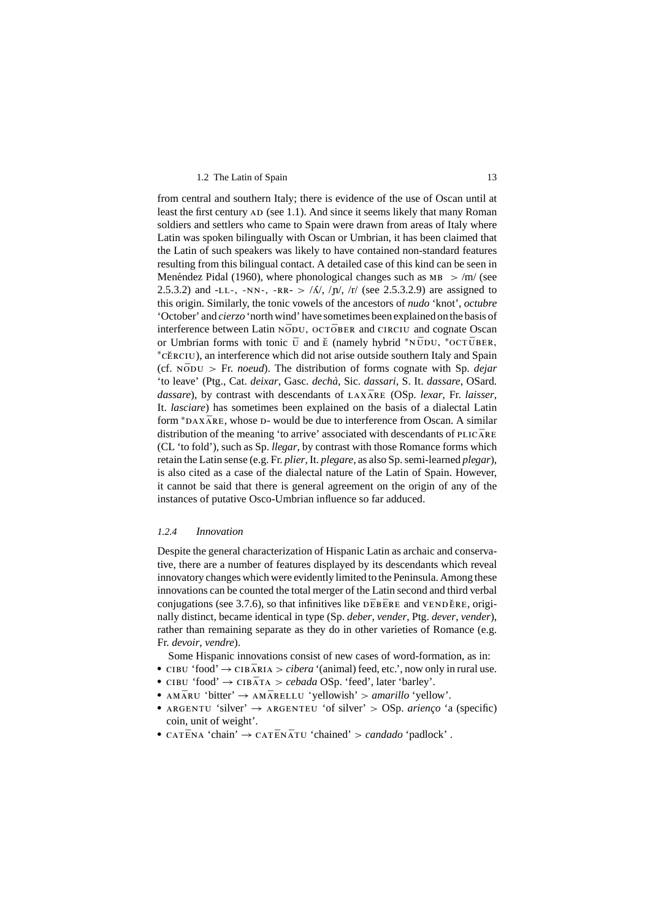from central and southern Italy; there is evidence of the use of Oscan until at least the first century AD (see 1.1). And since it seems likely that many Roman soldiers and settlers who came to Spain were drawn from areas of Italy where Latin was spoken bilingually with Oscan or Umbrian, it has been claimed that the Latin of such speakers was likely to have contained non-standard features resulting from this bilingual contact. A detailed case of this kind can be seen in Menéndez Pidal (1960), where phonological changes such as MB > /m/ (see 2.5.3.2) and -LL-, -NN-, -RR- > /ʎ/, /ɲ/, /r/ (see 2.5.3.2.9) are assigned to this origin. Similarly, the tonic vowels of the ancestors of *nudo* 'knot', *octubre* 'October' and *cierzo* 'north wind' have sometimes been explained on the basis of interference between Latin NŌDU, OCTŌBER and CIRCIU and cognate Oscan or Umbrian forms with tonic Ū and Ĕ (namely hybrid *NŪDU, *OCTŪBER, *CĔRCIU), an interference which did not arise outside southern Italy and Spain (cf. NŌDU > Fr. *noeud*). The distribution of forms cognate with Sp. *dejar* 'to leave' (Ptg., Cat. *deixar*, Gasc. *dechà*, Sic. *dassari*, S. It. *dassare*, OSard. *dassare*), by contrast with descendants of LAXĀRE (OSp. *lexar*, Fr. *laisser*, It. *lasciare*) has sometimes been explained on the basis of a dialectal Latin form *DAXĀRE, whose D- would be due to interference from Oscan. A similar distribution of the meaning 'to arrive' associated with descendants of PLICĀRE (CL 'to fold'), such as Sp. *llegar*, by contrast with those Romance forms which retain the Latin sense (e.g. Fr. *plier*, It. *plegare*, as also Sp. semi-learned *plegar*), is also cited as a case of the dialectal nature of the Latin of Spain. However, it cannot be said that there is general agreement on the origin of any of the instances of putative Osco-Umbrian influence so far adduced.

### *1.2.4 Innovation*

Despite the general characterization of Hispanic Latin as archaic and conservative, there are a number of features displayed by its descendants which reveal innovatory changes which were evidently limited to the Peninsula. Among these innovations can be counted the total merger of the Latin second and third verbal conjugations (see 3.7.6), so that infinitives like DĒBĒRE and VENDĔRE, originally distinct, became identical in type (Sp. *deber*, *vender*, Ptg. *dever*, *vender*), rather than remaining separate as they do in other varieties of Romance (e.g. Fr. *devoir*, *vendre*).

Some Hispanic innovations consist of new cases of word-formation, as in:

- CIBU 'food' → CIBĀRIA > *cibera* '(animal) feed, etc.', now only in rural use.
- CIBU 'food' → CIBĀTA > *cebada* OSp. 'feed', later 'barley'.
- AMĀRU 'bitter' → AMĀRELLU 'yellowish' > *amarillo* 'yellow'.
- ARGENTU 'silver' → ARGENTEU 'of silver' > OSp. *arienço* 'a (specific) coin, unit of weight'.
- CATĒNA 'chain' → CATĒNĀTU 'chained' > *candado* 'padlock' .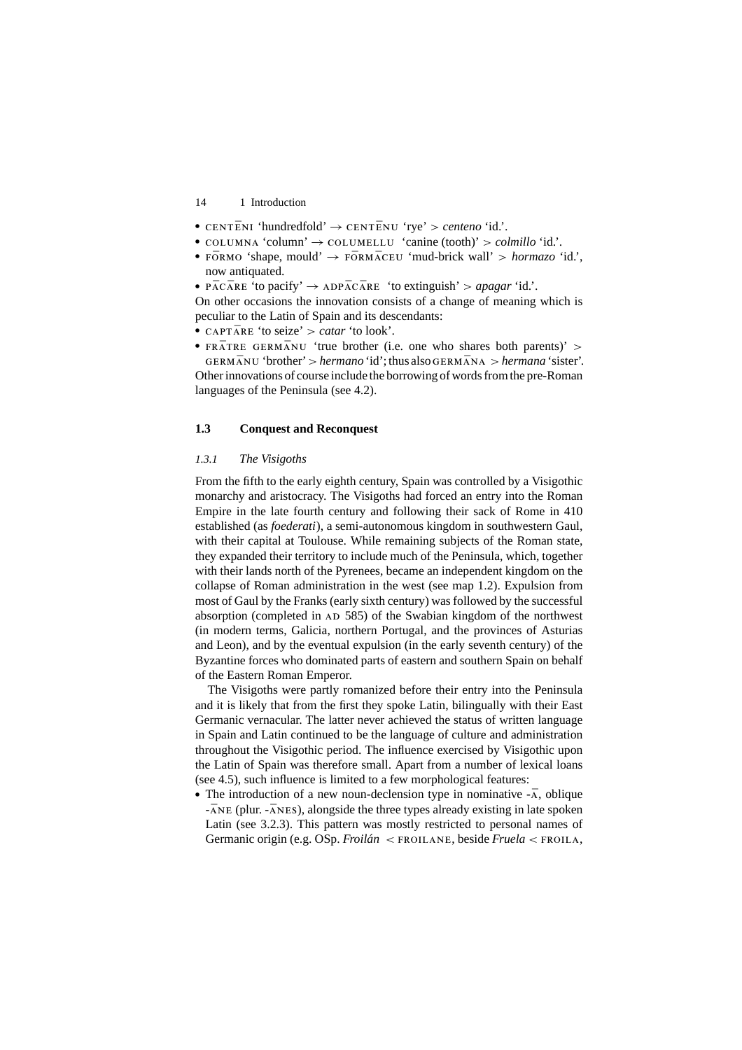- CENTĒNI 'hundredfold' → CENTĒNU 'rye' > *centeno* 'id.'.
- COLUMNA 'column' → COLUMELLU 'canine (tooth)' > *colmillo* 'id.'.
- FŌRMO 'shape, mould' → FŌRMĀCEU 'mud-brick wall' > *hormazo* 'id.', now antiquated.
- PĀCĀRE 'to pacify' → ADPĀCĀRE 'to extinguish' > *apagar* 'id.'.

On other occasions the innovation consists of a change of meaning which is peculiar to the Latin of Spain and its descendants:

- CAPTĀRE 'to seize' > *catar* 'to look'.
- FRĀTRE GERMĀNU 'true brother (i.e. one who shares both parents)' > GERMĀNU 'brother' > *hermano* 'id'; thus also GERMĀNA > *hermana* 'sister'.

Other innovations of course include the borrowing of words from the pre-Roman languages of the Peninsula (see 4.2).

## 1.3 Conquest and Reconquest

### *1.3.1 The Visigoths*

From the fifth to the early eighth century, Spain was controlled by a Visigothic monarchy and aristocracy. The Visigoths had forced an entry into the Roman Empire in the late fourth century and following their sack of Rome in 410 established (as *foederati*), a semi-autonomous kingdom in southwestern Gaul, with their capital at Toulouse. While remaining subjects of the Roman state, they expanded their territory to include much of the Peninsula, which, together with their lands north of the Pyrenees, became an independent kingdom on the collapse of Roman administration in the west (see map 1.2). Expulsion from most of Gaul by the Franks (early sixth century) was followed by the successful absorption (completed in AD 585) of the Swabian kingdom of the northwest (in modern terms, Galicia, northern Portugal, and the provinces of Asturias and Leon), and by the eventual expulsion (in the early seventh century) of the Byzantine forces who dominated parts of eastern and southern Spain on behalf of the Eastern Roman Emperor.

The Visigoths were partly romanized before their entry into the Peninsula and it is likely that from the first they spoke Latin, bilingually with their East Germanic vernacular. The latter never achieved the status of written language in Spain and Latin continued to be the language of culture and administration throughout the Visigothic period. The influence exercised by Visigothic upon the Latin of Spain was therefore small. Apart from a number of lexical loans (see 4.5), such influence is limited to a few morphological features:

- The introduction of a new noun-declension type in nominative -Ā, oblique -ĀNE (plur. -ĀNES), alongside the three types already existing in late spoken Latin (see 3.2.3). This pattern was mostly restricted to personal names of Germanic origin (e.g. OSp. *Froilán* < FROILANE, beside *Fruela* < FROILA,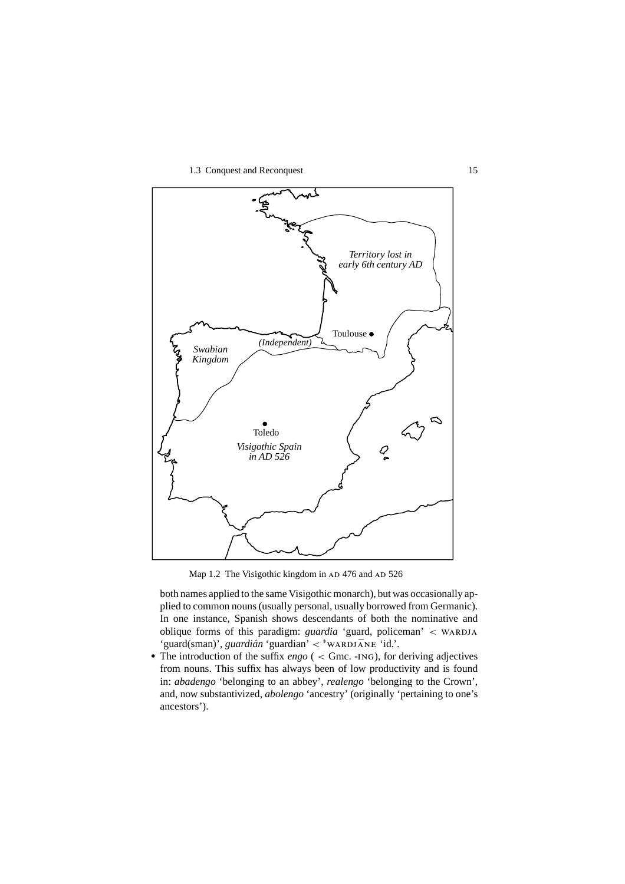Map 1.2 The Visigothic kingdom in AD 476 and AD 526

both names applied to the same Visigothic monarch), but was occasionally applied to common nouns (usually personal, usually borrowed from Germanic). In one instance, Spanish shows descendants of both the nominative and oblique forms of this paradigm: *guardia* 'guard, policeman' < WARDJA 'guard(sman)', *guardián* 'guardian' < *WARDJĀNE 'id.'.

- The introduction of the suffix *engo* ( < Gmc. -ING), for deriving adjectives from nouns. This suffix has always been of low productivity and is found in: *abadengo* 'belonging to an abbey', *realengo* 'belonging to the Crown', and, now substantivized, *abolengo* 'ancestry' (originally 'pertaining to one's ancestors').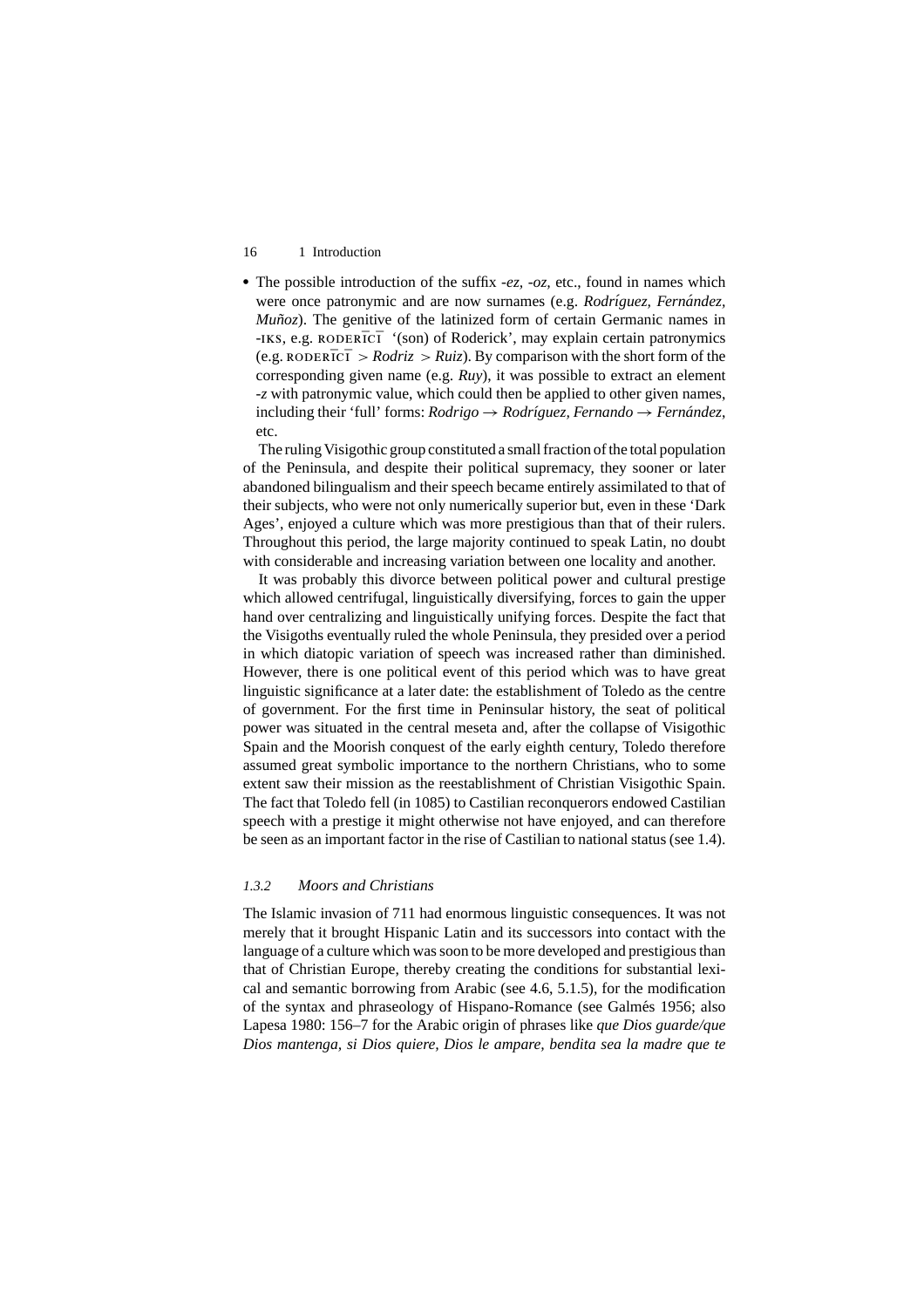- The possible introduction of the suffix *-ez*, *-oz*, etc., found in names which were once patronymic and are now surnames (e.g. *Rodríguez, Fernández, Muñoz*). The genitive of the latinized form of certain Germanic names in -IKS, e.g. RODERĪCĪ '(son) of Roderick', may explain certain patronymics (e.g. RODERĪCĪ > *Rodriz* > *Ruiz*). By comparison with the short form of the corresponding given name (e.g. *Ruy*), it was possible to extract an element *-z* with patronymic value, which could then be applied to other given names, including their 'full' forms: *Rodrigo* → *Rodríguez, Fernando* → *Fernández*, etc.

The ruling Visigothic group constituted a small fraction of the total population of the Peninsula, and despite their political supremacy, they sooner or later abandoned bilingualism and their speech became entirely assimilated to that of their subjects, who were not only numerically superior but, even in these 'Dark Ages', enjoyed a culture which was more prestigious than that of their rulers. Throughout this period, the large majority continued to speak Latin, no doubt with considerable and increasing variation between one locality and another.

It was probably this divorce between political power and cultural prestige which allowed centrifugal, linguistically diversifying, forces to gain the upper hand over centralizing and linguistically unifying forces. Despite the fact that the Visigoths eventually ruled the whole Peninsula, they presided over a period in which diatopic variation of speech was increased rather than diminished. However, there is one political event of this period which was to have great linguistic significance at a later date: the establishment of Toledo as the centre of government. For the first time in Peninsular history, the seat of political power was situated in the central meseta and, after the collapse of Visigothic Spain and the Moorish conquest of the early eighth century, Toledo therefore assumed great symbolic importance to the northern Christians, who to some extent saw their mission as the reestablishment of Christian Visigothic Spain. The fact that Toledo fell (in 1085) to Castilian reconquerors endowed Castilian speech with a prestige it might otherwise not have enjoyed, and can therefore be seen as an important factor in the rise of Castilian to national status (see 1.4).

### *1.3.2 Moors and Christians*

The Islamic invasion of 711 had enormous linguistic consequences. It was not merely that it brought Hispanic Latin and its successors into contact with the language of a culture which was soon to be more developed and prestigious than that of Christian Europe, thereby creating the conditions for substantial lexical and semantic borrowing from Arabic (see 4.6, 5.1.5), for the modification of the syntax and phraseology of Hispano-Romance (see Galmés 1956; also Lapesa 1980: 156–7 for the Arabic origin of phrases like *que Dios guarde/que Dios mantenga, si Dios quiere, Dios le ampare, bendita sea la madre que te*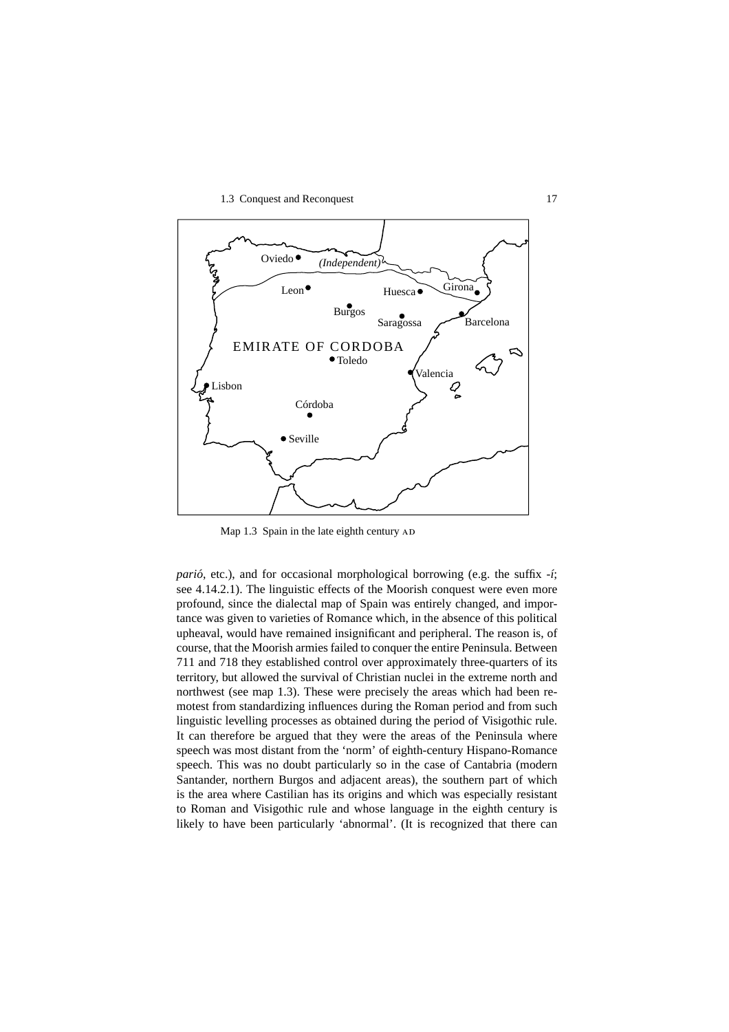Map 1.3 Spain in the late eighth century AD

*parió*, etc.), and for occasional morphological borrowing (e.g. the suffix *-í*; see 4.14.2.1). The linguistic effects of the Moorish conquest were even more profound, since the dialectal map of Spain was entirely changed, and importance was given to varieties of Romance which, in the absence of this political upheaval, would have remained insignificant and peripheral. The reason is, of course, that the Moorish armies failed to conquer the entire Peninsula. Between 711 and 718 they established control over approximately three-quarters of its territory, but allowed the survival of Christian nuclei in the extreme north and northwest (see map 1.3). These were precisely the areas which had been remotest from standardizing influences during the Roman period and from such linguistic levelling processes as obtained during the period of Visigothic rule. It can therefore be argued that they were the areas of the Peninsula where speech was most distant from the 'norm' of eighth-century Hispano-Romance speech. This was no doubt particularly so in the case of Cantabria (modern Santander, northern Burgos and adjacent areas), the southern part of which is the area where Castilian has its origins and which was especially resistant to Roman and Visigothic rule and whose language in the eighth century is likely to have been particularly 'abnormal'. (It is recognized that there can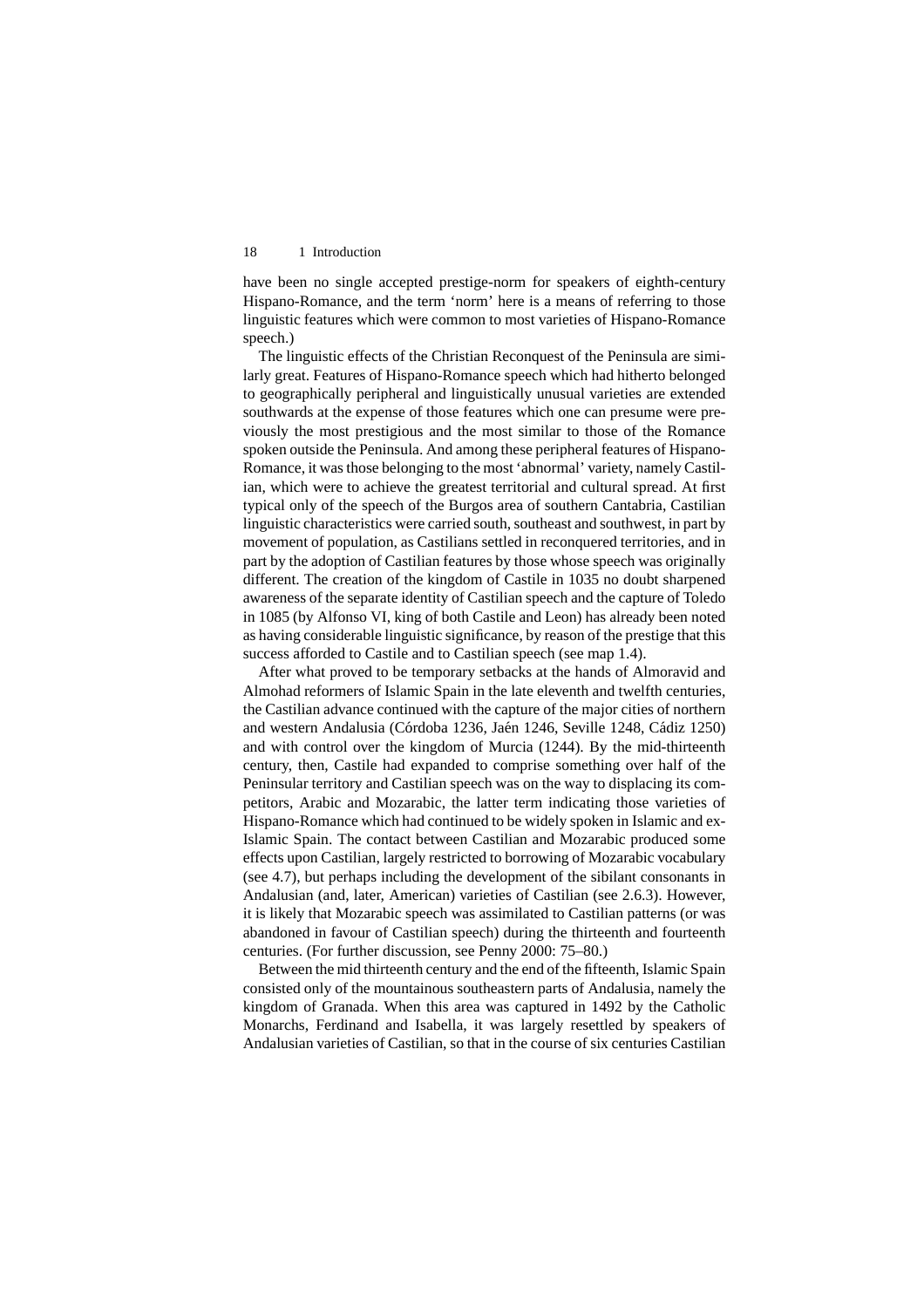have been no single accepted prestige-norm for speakers of eighth-century Hispano-Romance, and the term 'norm' here is a means of referring to those linguistic features which were common to most varieties of Hispano-Romance speech.)

The linguistic effects of the Christian Reconquest of the Peninsula are similarly great. Features of Hispano-Romance speech which had hitherto belonged to geographically peripheral and linguistically unusual varieties are extended southwards at the expense of those features which one can presume were previously the most prestigious and the most similar to those of the Romance spoken outside the Peninsula. And among these peripheral features of Hispano-Romance, it was those belonging to the most 'abnormal' variety, namely Castilian, which were to achieve the greatest territorial and cultural spread. At first typical only of the speech of the Burgos area of southern Cantabria, Castilian linguistic characteristics were carried south, southeast and southwest, in part by movement of population, as Castilians settled in reconquered territories, and in part by the adoption of Castilian features by those whose speech was originally different. The creation of the kingdom of Castile in 1035 no doubt sharpened awareness of the separate identity of Castilian speech and the capture of Toledo in 1085 (by Alfonso VI, king of both Castile and Leon) has already been noted as having considerable linguistic significance, by reason of the prestige that this success afforded to Castile and to Castilian speech (see map 1.4).

After what proved to be temporary setbacks at the hands of Almoravid and Almohad reformers of Islamic Spain in the late eleventh and twelfth centuries, the Castilian advance continued with the capture of the major cities of northern and western Andalusia (Córdoba 1236, Jaén 1246, Seville 1248, Cádiz 1250) and with control over the kingdom of Murcia (1244). By the mid-thirteenth century, then, Castile had expanded to comprise something over half of the Peninsular territory and Castilian speech was on the way to displacing its competitors, Arabic and Mozarabic, the latter term indicating those varieties of Hispano-Romance which had continued to be widely spoken in Islamic and ex-Islamic Spain. The contact between Castilian and Mozarabic produced some effects upon Castilian, largely restricted to borrowing of Mozarabic vocabulary (see 4.7), but perhaps including the development of the sibilant consonants in Andalusian (and, later, American) varieties of Castilian (see 2.6.3). However, it is likely that Mozarabic speech was assimilated to Castilian patterns (or was abandoned in favour of Castilian speech) during the thirteenth and fourteenth centuries. (For further discussion, see Penny 2000: 75–80.)

Between the mid thirteenth century and the end of the fifteenth, Islamic Spain consisted only of the mountainous southeastern parts of Andalusia, namely the kingdom of Granada. When this area was captured in 1492 by the Catholic Monarchs, Ferdinand and Isabella, it was largely resettled by speakers of Andalusian varieties of Castilian, so that in the course of six centuries Castilian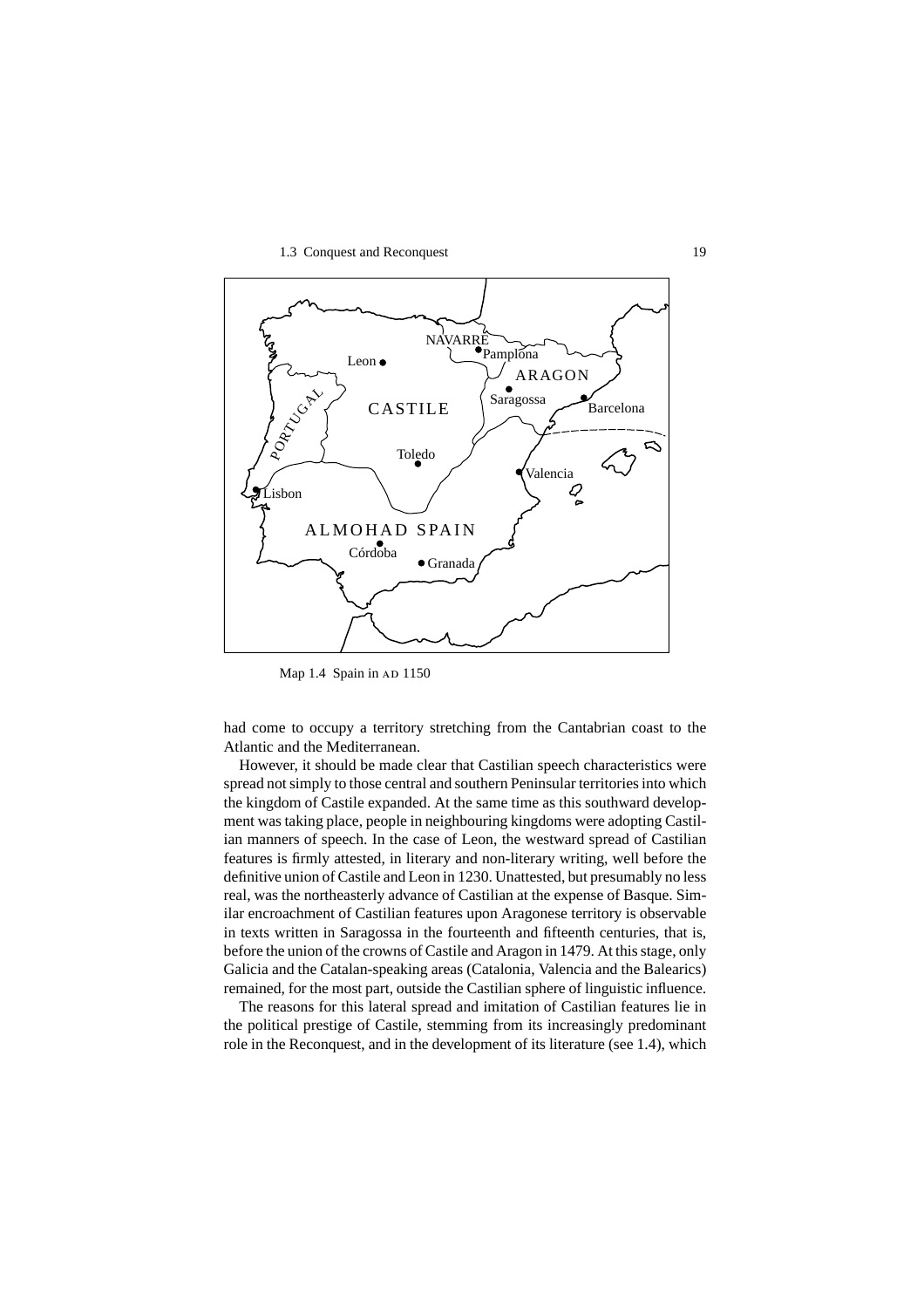Map 1.4 Spain in AD 1150

had come to occupy a territory stretching from the Cantabrian coast to the Atlantic and the Mediterranean.

However, it should be made clear that Castilian speech characteristics were spread not simply to those central and southern Peninsular territories into which the kingdom of Castile expanded. At the same time as this southward development was taking place, people in neighbouring kingdoms were adopting Castilian manners of speech. In the case of Leon, the westward spread of Castilian features is firmly attested, in literary and non-literary writing, well before the definitive union of Castile and Leon in 1230. Unattested, but presumably no less real, was the northeasterly advance of Castilian at the expense of Basque. Similar encroachment of Castilian features upon Aragonese territory is observable in texts written in Saragossa in the fourteenth and fifteenth centuries, that is, before the union of the crowns of Castile and Aragon in 1479. At this stage, only Galicia and the Catalan-speaking areas (Catalonia, Valencia and the Balearics) remained, for the most part, outside the Castilian sphere of linguistic influence.

The reasons for this lateral spread and imitation of Castilian features lie in the political prestige of Castile, stemming from its increasingly predominant role in the Reconquest, and in the development of its literature (see 1.4), which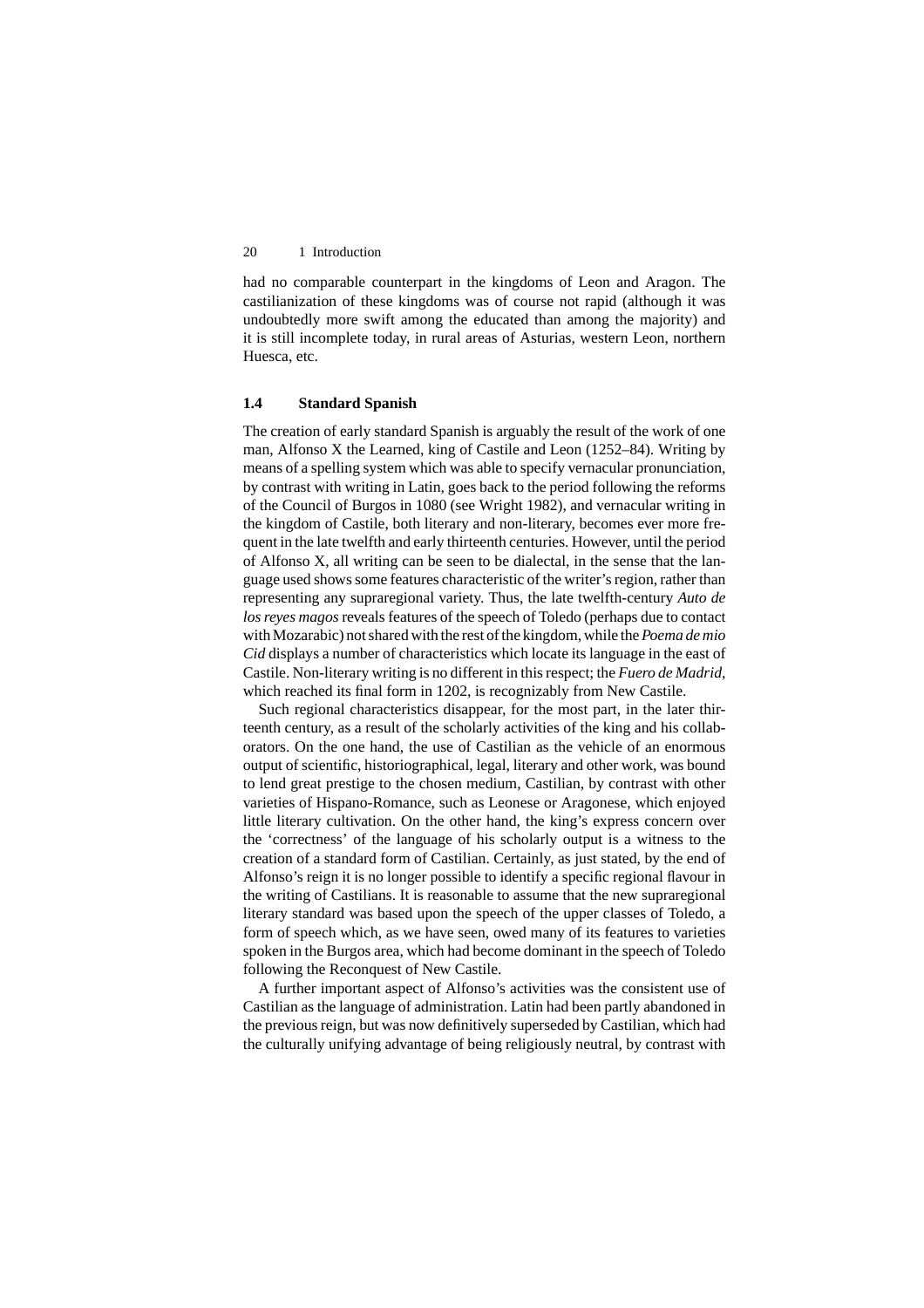had no comparable counterpart in the kingdoms of Leon and Aragon. The castilianization of these kingdoms was of course not rapid (although it was undoubtedly more swift among the educated than among the majority) and it is still incomplete today, in rural areas of Asturias, western Leon, northern Huesca, etc.

## 1.4 Standard Spanish

The creation of early standard Spanish is arguably the result of the work of one man, Alfonso X the Learned, king of Castile and Leon (1252–84). Writing by means of a spelling system which was able to specify vernacular pronunciation, by contrast with writing in Latin, goes back to the period following the reforms of the Council of Burgos in 1080 (see Wright 1982), and vernacular writing in the kingdom of Castile, both literary and non-literary, becomes ever more frequent in the late twelfth and early thirteenth centuries. However, until the period of Alfonso X, all writing can be seen to be dialectal, in the sense that the language used shows some features characteristic of the writer's region, rather than representing any supraregional variety. Thus, the late twelfth-century *Auto de los reyes magos* reveals features of the speech of Toledo (perhaps due to contact with Mozarabic) not shared with the rest of the kingdom, while the *Poema de mio Cid* displays a number of characteristics which locate its language in the east of Castile. Non-literary writing is no different in this respect; the *Fuero de Madrid*, which reached its final form in 1202, is recognizably from New Castile.

Such regional characteristics disappear, for the most part, in the later thirteenth century, as a result of the scholarly activities of the king and his collaborators. On the one hand, the use of Castilian as the vehicle of an enormous output of scientific, historiographical, legal, literary and other work, was bound to lend great prestige to the chosen medium, Castilian, by contrast with other varieties of Hispano-Romance, such as Leonese or Aragonese, which enjoyed little literary cultivation. On the other hand, the king's express concern over the 'correctness' of the language of his scholarly output is a witness to the creation of a standard form of Castilian. Certainly, as just stated, by the end of Alfonso's reign it is no longer possible to identify a specific regional flavour in the writing of Castilians. It is reasonable to assume that the new supraregional literary standard was based upon the speech of the upper classes of Toledo, a form of speech which, as we have seen, owed many of its features to varieties spoken in the Burgos area, which had become dominant in the speech of Toledo following the Reconquest of New Castile.

A further important aspect of Alfonso's activities was the consistent use of Castilian as the language of administration. Latin had been partly abandoned in the previous reign, but was now definitively superseded by Castilian, which had the culturally unifying advantage of being religiously neutral, by contrast with